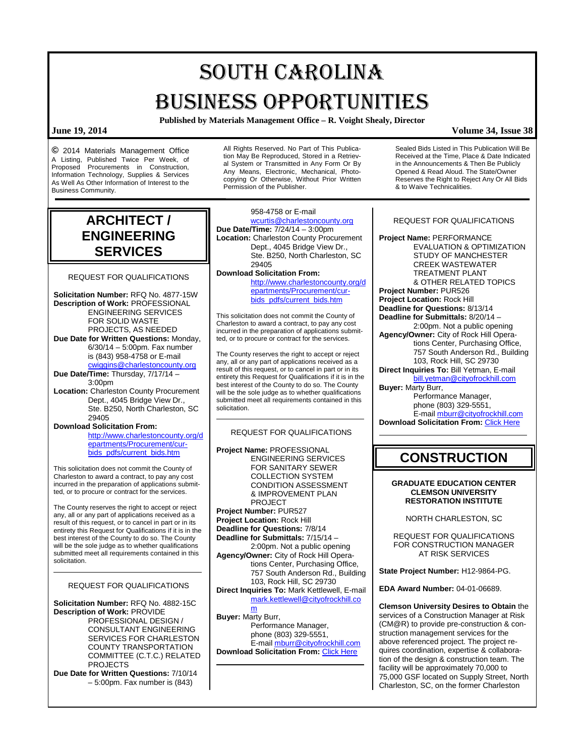# SOUTH CAROLINA BUSINESS OPPORTUNITIES

**Published by Materials Management Office – R. Voight Shealy, Director**

**June 19, 2014** **Volume 34, Issue 38**

© 2014 Materials Management Office A Listing, Published Twice Per Week, of Proposed Procurements in Construction, Information Technology, Supplies & Services As Well As Other Information of Interest to the Business Community.

All Rights Reserved. No Part of This Publication May Be Reproduced, Stored in a Retrieval System or Transmitted in Any Form Or By Any Means, Electronic, Mechanical, Photocopying Or Otherwise, Without Prior Written Permission of the Publisher.

Sealed Bids Listed in This Publication Will Be Received at the Time, Place & Date Indicated in the Announcements & Then Be Publicly Opened & Read Aloud. The State/Owner Reserves the Right to Reject Any Or All Bids & to Waive Technicalities.

## ARCHITECT / ENGINEERING SERVICES

REQUEST FOR QUALIFICATIONS

**Solicitation Number:** RFQ No. 4877-15W
**Description of Work:** PROFESSIONAL ENGINEERING SERVICES FOR SOLID WASTE PROJECTS, AS NEEDED
**Due Date for Written Questions:** Monday, 6/30/14 – 5:00pm. Fax number is (843) 958-4758 or E-mail cwiggins@charlestoncounty.org
**Due Date/Time:** Thursday, 7/17/14 – 3:00pm
**Location:** Charleston County Procurement Dept., 4045 Bridge View Dr., Ste. B250, North Charleston, SC 29405
**Download Solicitation From:** http://www.charlestoncounty.org/departments/Procurement/cur-bids_pdfs/current_bids.htm

This solicitation does not commit the County of Charleston to award a contract, to pay any cost incurred in the preparation of applications submitted, or to procure or contract for the services.

The County reserves the right to accept or reject any, all or any part of applications received as a result of this request, or to cancel in part or in its entirety this Request for Qualifications if it is in the best interest of the County to do so. The County will be the sole judge as to whether qualifications submitted meet all requirements contained in this solicitation.

---

REQUEST FOR QUALIFICATIONS

**Solicitation Number:** RFQ No. 4882-15C
**Description of Work:** PROVIDE PROFESSIONAL DESIGN / CONSULTANT ENGINEERING SERVICES FOR CHARLESTON COUNTY TRANSPORTATION COMMITTEE (C.T.C.) RELATED PROJECTS
**Due Date for Written Questions:** 7/10/14 – 5:00pm. Fax number is (843) 958-4758 or E-mail wcurtis@charlestoncounty.org
**Due Date/Time:** 7/24/14 – 3:00pm
**Location:** Charleston County Procurement Dept., 4045 Bridge View Dr., Ste. B250, North Charleston, SC 29405
**Download Solicitation From:** http://www.charlestoncounty.org/departments/Procurement/cur-bids_pdfs/current_bids.htm

This solicitation does not commit the County of Charleston to award a contract, to pay any cost incurred in the preparation of applications submitted, or to procure or contract for the services.

The County reserves the right to accept or reject any, all or any part of applications received as a result of this request, or to cancel in part or in its entirety this Request for Qualifications if it is in the best interest of the County to do so. The County will be the sole judge as to whether qualifications submitted meet all requirements contained in this solicitation.

---

REQUEST FOR QUALIFICATIONS

**Project Name:** PROFESSIONAL ENGINEERING SERVICES FOR SANITARY SEWER COLLECTION SYSTEM CONDITION ASSESSMENT & IMPROVEMENT PLAN PROJECT
**Project Number:** PUR527
**Project Location:** Rock Hill
**Deadline for Questions:** 7/8/14
**Deadline for Submittals:** 7/15/14 – 2:00pm. Not a public opening
**Agency/Owner:** City of Rock Hill Operations Center, Purchasing Office, 757 South Anderson Rd., Building 103, Rock Hill, SC 29730
**Direct Inquiries To:** Mark Kettlewell, E-mail mark.kettlewell@cityofrockhill.com
**Buyer:** Marty Burr, Performance Manager, phone (803) 329-5551, E-mail mburr@cityofrockhill.com
**Download Solicitation From:** Click Here

---

REQUEST FOR QUALIFICATIONS

**Project Name:** PERFORMANCE EVALUATION & OPTIMIZATION STUDY OF MANCHESTER CREEK WASTEWATER TREATMENT PLANT & OTHER RELATED TOPICS
**Project Number:** PUR526
**Project Location:** Rock Hill
**Deadline for Questions:** 8/13/14
**Deadline for Submittals:** 8/20/14 – 2:00pm. Not a public opening
**Agency/Owner:** City of Rock Hill Operations Center, Purchasing Office, 757 South Anderson Rd., Building 103, Rock Hill, SC 29730
**Direct Inquiries To:** Bill Yetman, E-mail bill.yetman@cityofrockhill.com
**Buyer:** Marty Burr, Performance Manager, phone (803) 329-5551, E-mail mburr@cityofrockhill.com
**Download Solicitation From:** Click Here

## CONSTRUCTION

**GRADUATE EDUCATION CENTER CLEMSON UNIVERSITY RESTORATION INSTITUTE**

NORTH CHARLESTON, SC

REQUEST FOR QUALIFICATIONS FOR CONSTRUCTION MANAGER AT RISK SERVICES

**State Project Number:** H12-9864-PG.

**EDA Award Number:** 04-01-06689.

**Clemson University Desires to Obtain** the services of a Construction Manager at Risk (CM@R) to provide pre-construction & construction management services for the above referenced project. The project requires coordination, expertise & collaboration of the design & construction team. The facility will be approximately 70,000 to 75,000 GSF located on Supply Street, North Charleston, SC, on the former Charleston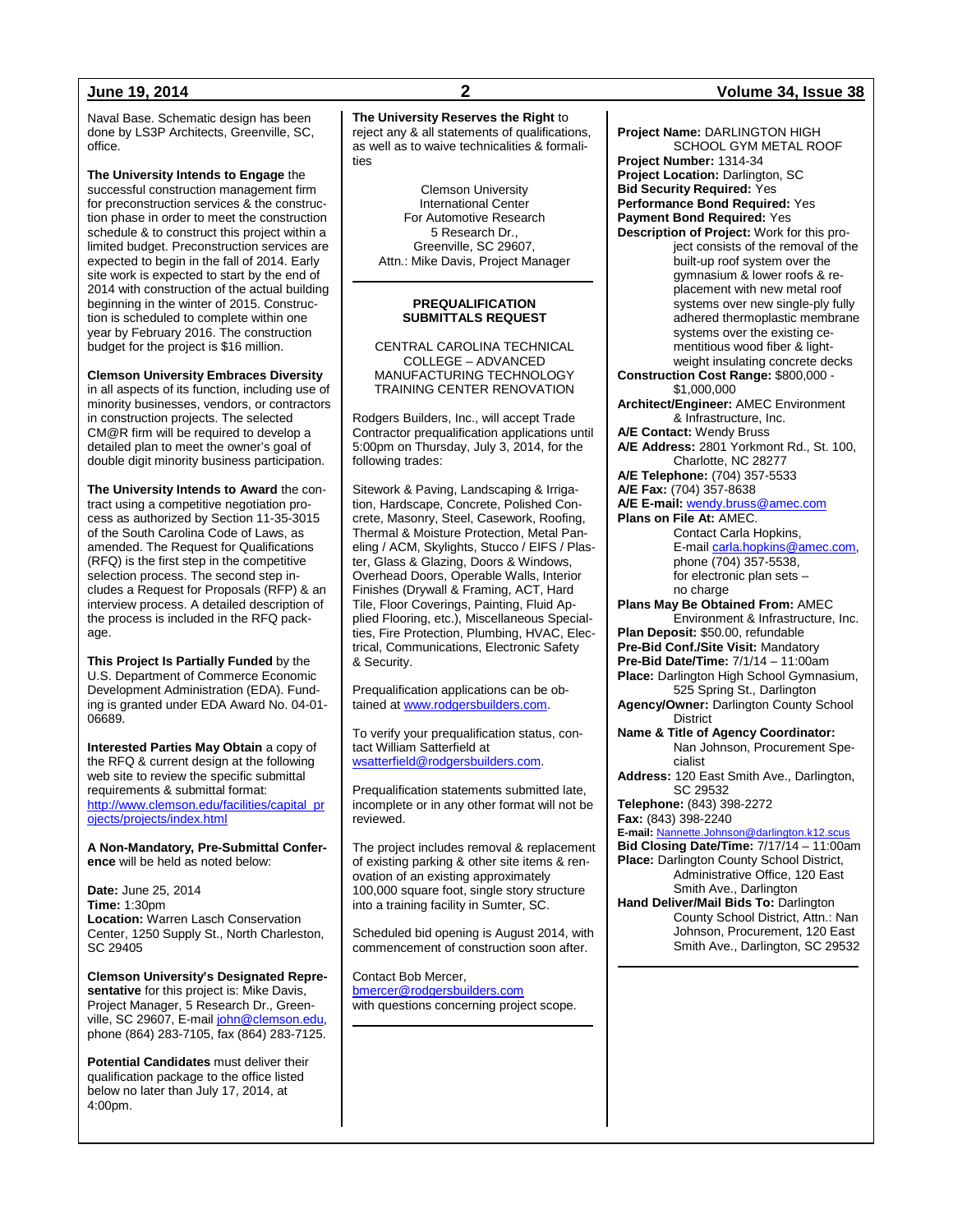Naval Base. Schematic design has been done by LS3P Architects, Greenville, SC, office.

**The University Intends to Engage** the successful construction management firm for preconstruction services & the construction phase in order to meet the construction schedule & to construct this project within a limited budget. Preconstruction services are expected to begin in the fall of 2014. Early site work is expected to start by the end of 2014 with construction of the actual building beginning in the winter of 2015. Construction is scheduled to complete within one year by February 2016. The construction budget for the project is $16 million.

**Clemson University Embraces Diversity** in all aspects of its function, including use of minority businesses, vendors, or contractors in construction projects. The selected CM@R firm will be required to develop a detailed plan to meet the owner's goal of double digit minority business participation.

**The University Intends to Award** the contract using a competitive negotiation process as authorized by Section 11-35-3015 of the South Carolina Code of Laws, as amended. The Request for Qualifications (RFQ) is the first step in the competitive selection process. The second step includes a Request for Proposals (RFP) & an interview process. A detailed description of the process is included in the RFQ package.

**This Project Is Partially Funded** by the U.S. Department of Commerce Economic Development Administration (EDA). Funding is granted under EDA Award No. 04-01-06689.

**Interested Parties May Obtain** a copy of the RFQ & current design at the following web site to review the specific submittal requirements & submittal format: http://www.clemson.edu/facilities/capital_projects/projects/index.html

**A Non-Mandatory, Pre-Submittal Conference** will be held as noted below:

**Date:** June 25, 2014
**Time:** 1:30pm
**Location:** Warren Lasch Conservation Center, 1250 Supply St., North Charleston, SC 29405

**Clemson University's Designated Representative** for this project is: Mike Davis, Project Manager, 5 Research Dr., Greenville, SC 29607, E-mail john@clemson.edu, phone (864) 283-7105, fax (864) 283-7125.

**Potential Candidates** must deliver their qualification package to the office listed below no later than July 17, 2014, at 4:00pm.

**The University Reserves the Right** to reject any & all statements of qualifications, as well as to waive technicalities & formalities

Clemson University
International Center
For Automotive Research
5 Research Dr.,
Greenville, SC 29607,
Attn.: Mike Davis, Project Manager

---

## PREQUALIFICATION SUBMITTALS REQUEST

CENTRAL CAROLINA TECHNICAL COLLEGE – ADVANCED MANUFACTURING TECHNOLOGY TRAINING CENTER RENOVATION

Rodgers Builders, Inc., will accept Trade Contractor prequalification applications until 5:00pm on Thursday, July 3, 2014, for the following trades:

Sitework & Paving, Landscaping & Irrigation, Hardscape, Concrete, Polished Concrete, Masonry, Steel, Casework, Roofing, Thermal & Moisture Protection, Metal Paneling / ACM, Skylights, Stucco / EIFS / Plaster, Glass & Glazing, Doors & Windows, Overhead Doors, Operable Walls, Interior Finishes (Drywall & Framing, ACT, Hard Tile, Floor Coverings, Painting, Fluid Applied Flooring, etc.), Miscellaneous Specialties, Fire Protection, Plumbing, HVAC, Electrical, Communications, Electronic Safety & Security.

Prequalification applications can be obtained at www.rodgersbuilders.com.

To verify your prequalification status, contact William Satterfield at wsatterfield@rodgersbuilders.com.

Prequalification statements submitted late, incomplete or in any other format will not be reviewed.

The project includes removal & replacement of existing parking & other site items & renovation of an existing approximately 100,000 square foot, single story structure into a training facility in Sumter, SC.

Scheduled bid opening is August 2014, with commencement of construction soon after.

Contact Bob Mercer,
bmercer@rodgersbuilders.com
with questions concerning project scope.

---

**Project Name:** DARLINGTON HIGH SCHOOL GYM METAL ROOF
**Project Number:** 1314-34
**Project Location:** Darlington, SC
**Bid Security Required:** Yes
**Performance Bond Required:** Yes
**Payment Bond Required:** Yes
**Description of Project:** Work for this project consists of the removal of the built-up roof system over the gymnasium & lower roofs & replacement with new metal roof systems over new single-ply fully adhered thermoplastic membrane systems over the existing cementitious wood fiber & lightweight insulating concrete decks
**Construction Cost Range:** $800,000 - $1,000,000
**Architect/Engineer:** AMEC Environment & Infrastructure, Inc.
**A/E Contact:** Wendy Bruss
**A/E Address:** 2801 Yorkmont Rd., St. 100, Charlotte, NC 28277
**A/E Telephone:** (704) 357-5533
**A/E Fax:** (704) 357-8638
**A/E E-mail:** wendy.bruss@amec.com
**Plans on File At:** AMEC. Contact Carla Hopkins, E-mail carla.hopkins@amec.com, phone (704) 357-5538, for electronic plan sets – no charge
**Plans May Be Obtained From:** AMEC Environment & Infrastructure, Inc.
**Plan Deposit:** $50.00, refundable
**Pre-Bid Conf./Site Visit:** Mandatory
**Pre-Bid Date/Time:** 7/1/14 – 11:00am
**Place:** Darlington High School Gymnasium, 525 Spring St., Darlington
**Agency/Owner:** Darlington County School District
**Name & Title of Agency Coordinator:** Nan Johnson, Procurement Specialist
**Address:** 120 East Smith Ave., Darlington, SC 29532
**Telephone:** (843) 398-2272
**Fax:** (843) 398-2240
**E-mail:** Nannette.Johnson@darlington.k12.scus
**Bid Closing Date/Time:** 7/17/14 – 11:00am
**Place:** Darlington County School District, Administrative Office, 120 East Smith Ave., Darlington
**Hand Deliver/Mail Bids To:** Darlington County School District, Attn.: Nan Johnson, Procurement, 120 East Smith Ave., Darlington, SC 29532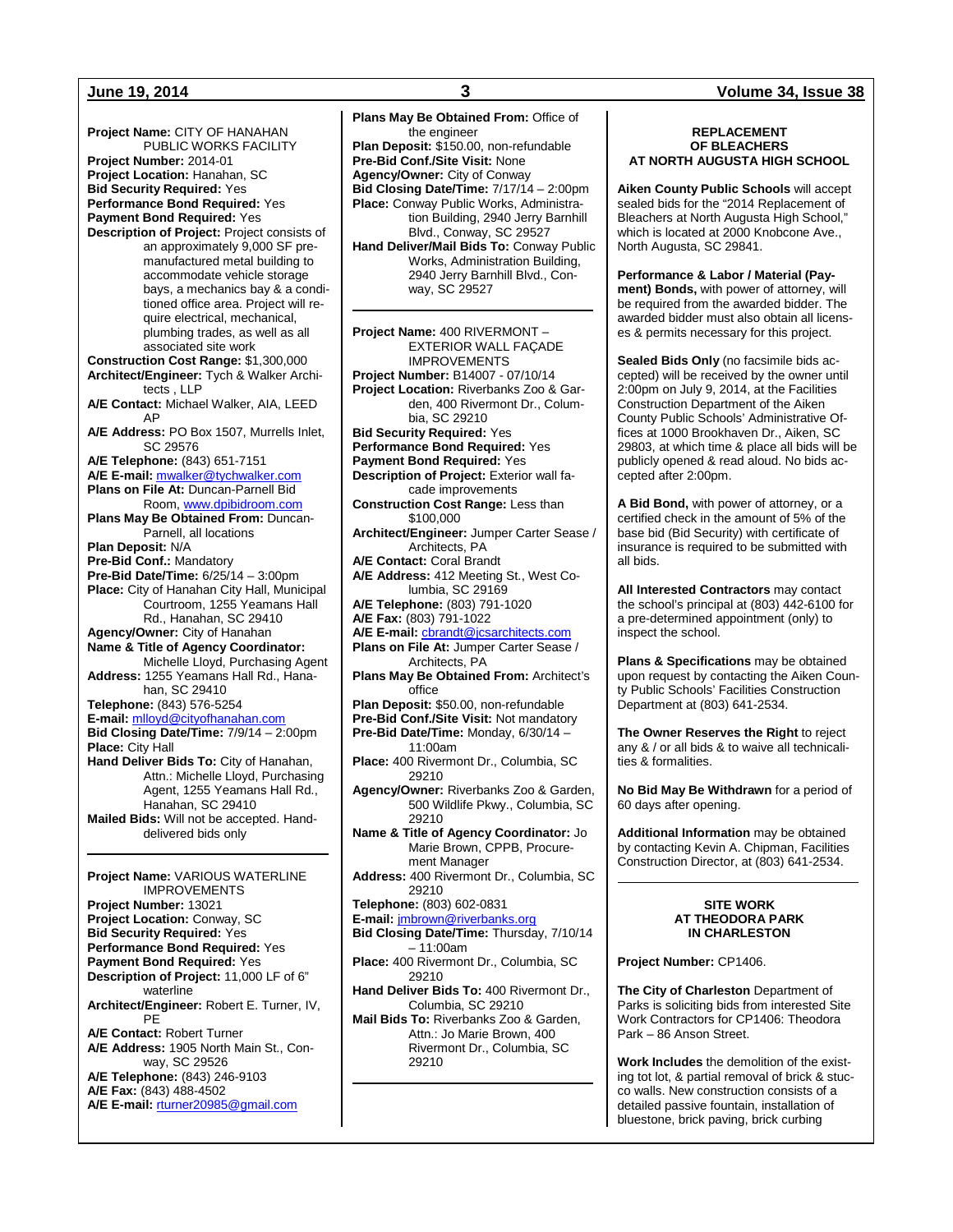**Project Name:** CITY OF HANAHAN PUBLIC WORKS FACILITY
**Project Number:** 2014-01
**Project Location:** Hanahan, SC
**Bid Security Required:** Yes
**Performance Bond Required:** Yes
**Payment Bond Required:** Yes
**Description of Project:** Project consists of an approximately 9,000 SF pre-manufactured metal building to accommodate vehicle storage bays, a mechanics bay & a conditioned office area. Project will require electrical, mechanical, plumbing trades, as well as all associated site work
**Construction Cost Range:** $1,300,000
**Architect/Engineer:** Tych & Walker Architects , LLP
**A/E Contact:** Michael Walker, AIA, LEED AP
**A/E Address:** PO Box 1507, Murrells Inlet, SC 29576
**A/E Telephone:** (843) 651-7151
**A/E E-mail:** mwalker@tychwalker.com
**Plans on File At:** Duncan-Parnell Bid Room, www.dpibidroom.com
**Plans May Be Obtained From:** Duncan-Parnell, all locations
**Plan Deposit:** N/A
**Pre-Bid Conf.:** Mandatory
**Pre-Bid Date/Time:** 6/25/14 – 3:00pm
**Place:** City of Hanahan City Hall, Municipal Courtroom, 1255 Yeamans Hall Rd., Hanahan, SC 29410
**Agency/Owner:** City of Hanahan
**Name & Title of Agency Coordinator:** Michelle Lloyd, Purchasing Agent
**Address:** 1255 Yeamans Hall Rd., Hanahan, SC 29410
**Telephone:** (843) 576-5254
**E-mail:** mlloyd@cityofhanahan.com
**Bid Closing Date/Time:** 7/9/14 – 2:00pm
**Place:** City Hall
**Hand Deliver Bids To:** City of Hanahan, Attn.: Michelle Lloyd, Purchasing Agent, 1255 Yeamans Hall Rd., Hanahan, SC 29410
**Mailed Bids:** Will not be accepted. Hand-delivered bids only

---

**Project Name:** VARIOUS WATERLINE IMPROVEMENTS
**Project Number:** 13021
**Project Location:** Conway, SC
**Bid Security Required:** Yes
**Performance Bond Required:** Yes
**Payment Bond Required:** Yes
**Description of Project:** 11,000 LF of 6" waterline
**Architect/Engineer:** Robert E. Turner, IV, PE
**A/E Contact:** Robert Turner
**A/E Address:** 1905 North Main St., Conway, SC 29526
**A/E Telephone:** (843) 246-9103
**A/E Fax:** (843) 488-4502
**A/E E-mail:** rturner20985@gmail.com
**Plans May Be Obtained From:** Office of the engineer
**Plan Deposit:** $150.00, non-refundable
**Pre-Bid Conf./Site Visit:** None
**Agency/Owner:** City of Conway
**Bid Closing Date/Time:** 7/17/14 – 2:00pm
**Place:** Conway Public Works, Administration Building, 2940 Jerry Barnhill Blvd., Conway, SC 29527
**Hand Deliver/Mail Bids To:** Conway Public Works, Administration Building, 2940 Jerry Barnhill Blvd., Conway, SC 29527

---

**Project Name:** 400 RIVERMONT – EXTERIOR WALL FAÇADE IMPROVEMENTS
**Project Number:** B14007 - 07/10/14
**Project Location:** Riverbanks Zoo & Garden, 400 Rivermont Dr., Columbia, SC 29210
**Bid Security Required:** Yes
**Performance Bond Required:** Yes
**Payment Bond Required:** Yes
**Description of Project:** Exterior wall facade improvements
**Construction Cost Range:** Less than $100,000
**Architect/Engineer:** Jumper Carter Sease / Architects, PA
**A/E Contact:** Coral Brandt
**A/E Address:** 412 Meeting St., West Columbia, SC 29169
**A/E Telephone:** (803) 791-1020
**A/E Fax:** (803) 791-1022
**A/E E-mail:** cbrandt@jcsarchitects.com
**Plans on File At:** Jumper Carter Sease / Architects, PA
**Plans May Be Obtained From:** Architect's office
**Plan Deposit:** $50.00, non-refundable
**Pre-Bid Conf./Site Visit:** Not mandatory
**Pre-Bid Date/Time:** Monday, 6/30/14 – 11:00am
**Place:** 400 Rivermont Dr., Columbia, SC 29210
**Agency/Owner:** Riverbanks Zoo & Garden, 500 Wildlife Pkwy., Columbia, SC 29210
**Name & Title of Agency Coordinator:** Jo Marie Brown, CPPB, Procurement Manager
**Address:** 400 Rivermont Dr., Columbia, SC 29210
**Telephone:** (803) 602-0831
**E-mail:** jmbrown@riverbanks.org
**Bid Closing Date/Time:** Thursday, 7/10/14 – 11:00am
**Place:** 400 Rivermont Dr., Columbia, SC 29210
**Hand Deliver Bids To:** 400 Rivermont Dr., Columbia, SC 29210
**Mail Bids To:** Riverbanks Zoo & Garden, Attn.: Jo Marie Brown, 400 Rivermont Dr., Columbia, SC 29210

---

## REPLACEMENT OF BLEACHERS AT NORTH AUGUSTA HIGH SCHOOL

**Aiken County Public Schools** will accept sealed bids for the "2014 Replacement of Bleachers at North Augusta High School," which is located at 2000 Knobcone Ave., North Augusta, SC 29841.

**Performance & Labor / Material (Payment) Bonds,** with power of attorney, will be required from the awarded bidder. The awarded bidder must also obtain all licenses & permits necessary for this project.

**Sealed Bids Only** (no facsimile bids accepted) will be received by the owner until 2:00pm on July 9, 2014, at the Facilities Construction Department of the Aiken County Public Schools' Administrative Offices at 1000 Brookhaven Dr., Aiken, SC 29803, at which time & place all bids will be publicly opened & read aloud. No bids accepted after 2:00pm.

**A Bid Bond,** with power of attorney, or a certified check in the amount of 5% of the base bid (Bid Security) with certificate of insurance is required to be submitted with all bids.

**All Interested Contractors** may contact the school's principal at (803) 442-6100 for a pre-determined appointment (only) to inspect the school.

**Plans & Specifications** may be obtained upon request by contacting the Aiken County Public Schools' Facilities Construction Department at (803) 641-2534.

**The Owner Reserves the Right** to reject any & / or all bids & to waive all technicalities & formalities.

**No Bid May Be Withdrawn** for a period of 60 days after opening.

**Additional Information** may be obtained by contacting Kevin A. Chipman, Facilities Construction Director, at (803) 641-2534.

---

## SITE WORK AT THEODORA PARK IN CHARLESTON

**Project Number:** CP1406.

**The City of Charleston** Department of Parks is soliciting bids from interested Site Work Contractors for CP1406: Theodora Park – 86 Anson Street.

**Work Includes** the demolition of the existing tot lot, & partial removal of brick & stucco walls. New construction consists of a detailed passive fountain, installation of bluestone, brick paving, brick curbing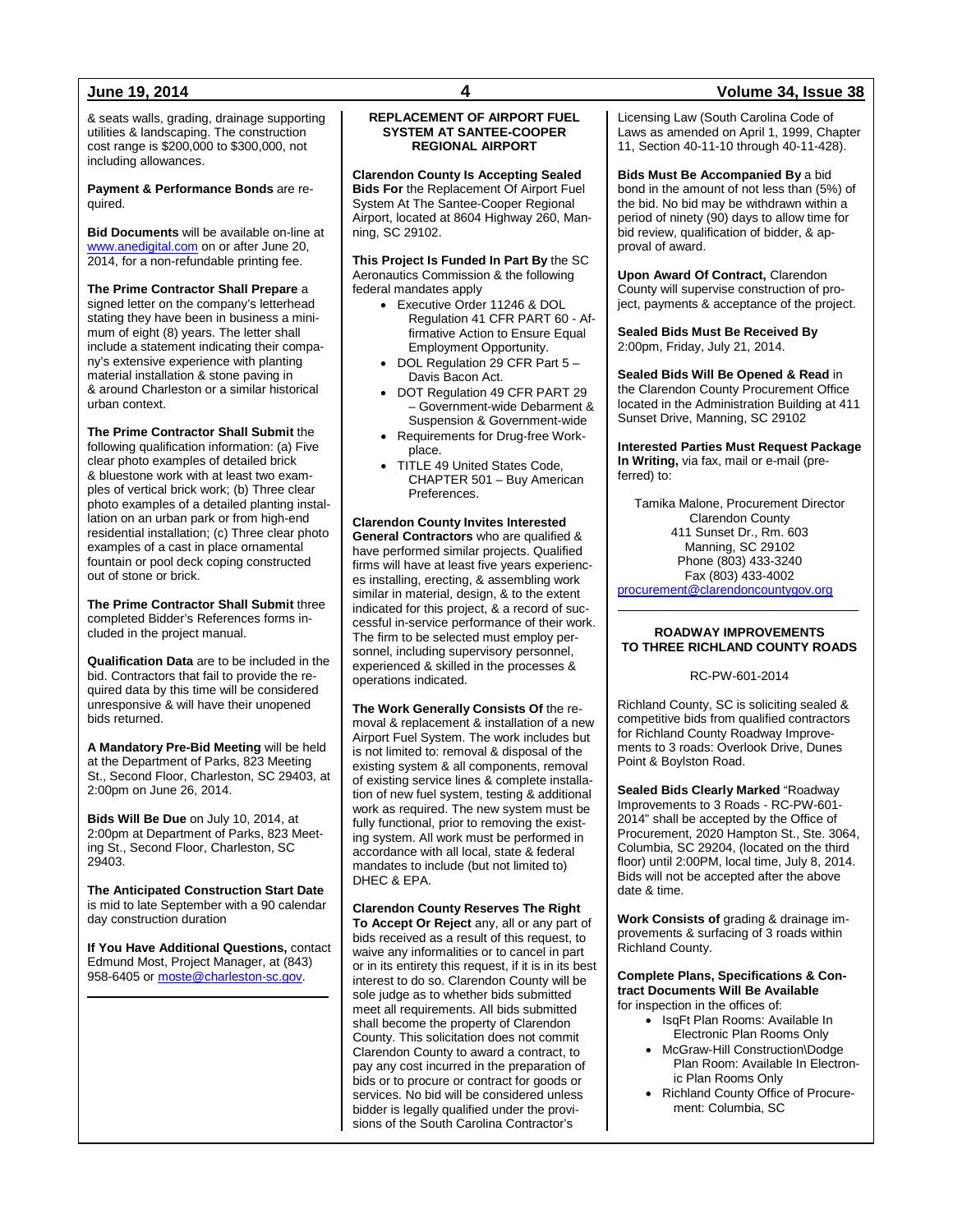& seats walls, grading, drainage supporting utilities & landscaping. The construction cost range is $200,000 to $300,000, not including allowances.

**Payment & Performance Bonds** are required.

**Bid Documents** will be available on-line at www.anedigital.com on or after June 20, 2014, for a non-refundable printing fee.

**The Prime Contractor Shall Prepare** a signed letter on the company's letterhead stating they have been in business a minimum of eight (8) years. The letter shall include a statement indicating their company's extensive experience with planting material installation & stone paving in & around Charleston or a similar historical urban context.

**The Prime Contractor Shall Submit** the following qualification information: (a) Five clear photo examples of detailed brick & bluestone work with at least two examples of vertical brick work; (b) Three clear photo examples of a detailed planting installation on an urban park or from high-end residential installation; (c) Three clear photo examples of a cast in place ornamental fountain or pool deck coping constructed out of stone or brick.

**The Prime Contractor Shall Submit** three completed Bidder's References forms included in the project manual.

**Qualification Data** are to be included in the bid. Contractors that fail to provide the required data by this time will be considered unresponsive & will have their unopened bids returned.

**A Mandatory Pre-Bid Meeting** will be held at the Department of Parks, 823 Meeting St., Second Floor, Charleston, SC 29403, at 2:00pm on June 26, 2014.

**Bids Will Be Due** on July 10, 2014, at 2:00pm at Department of Parks, 823 Meeting St., Second Floor, Charleston, SC 29403.

**The Anticipated Construction Start Date** is mid to late September with a 90 calendar day construction duration

**If You Have Additional Questions,** contact Edmund Most, Project Manager, at (843) 958-6405 or moste@charleston-sc.gov.

---

## REPLACEMENT OF AIRPORT FUEL SYSTEM AT SANTEE-COOPER REGIONAL AIRPORT

**Clarendon County Is Accepting Sealed Bids For** the Replacement Of Airport Fuel System At The Santee-Cooper Regional Airport, located at 8604 Highway 260, Manning, SC 29102.

**This Project Is Funded In Part By** the SC Aeronautics Commission & the following federal mandates apply

- Executive Order 11246 & DOL Regulation 41 CFR PART 60 - Affirmative Action to Ensure Equal Employment Opportunity.
- DOL Regulation 29 CFR Part 5 – Davis Bacon Act.
- DOT Regulation 49 CFR PART 29 – Government-wide Debarment & Suspension & Government-wide
- Requirements for Drug-free Workplace.
- TITLE 49 United States Code, CHAPTER 501 – Buy American Preferences.

**Clarendon County Invites Interested General Contractors** who are qualified & have performed similar projects. Qualified firms will have at least five years experiences installing, erecting, & assembling work similar in material, design, & to the extent indicated for this project, & a record of successful in-service performance of their work. The firm to be selected must employ personnel, including supervisory personnel, experienced & skilled in the processes & operations indicated.

**The Work Generally Consists Of** the removal & replacement & installation of a new Airport Fuel System. The work includes but is not limited to: removal & disposal of the existing system & all components, removal of existing service lines & complete installation of new fuel system, testing & additional work as required. The new system must be fully functional, prior to removing the existing system. All work must be performed in accordance with all local, state & federal mandates to include (but not limited to) DHEC & EPA.

**Clarendon County Reserves The Right To Accept Or Reject** any, all or any part of bids received as a result of this request, to waive any informalities or to cancel in part or in its entirety this request, if it is in its best interest to do so. Clarendon County will be sole judge as to whether bids submitted meet all requirements. All bids submitted shall become the property of Clarendon County. This solicitation does not commit Clarendon County to award a contract, to pay any cost incurred in the preparation of bids or to procure or contract for goods or services. No bid will be considered unless bidder is legally qualified under the provisions of the South Carolina Contractor's Licensing Law (South Carolina Code of Laws as amended on April 1, 1999, Chapter 11, Section 40-11-10 through 40-11-428).

**Bids Must Be Accompanied By** a bid bond in the amount of not less than (5%) of the bid. No bid may be withdrawn within a period of ninety (90) days to allow time for bid review, qualification of bidder, & approval of award.

**Upon Award Of Contract,** Clarendon County will supervise construction of project, payments & acceptance of the project.

**Sealed Bids Must Be Received By** 2:00pm, Friday, July 21, 2014.

**Sealed Bids Will Be Opened & Read** in the Clarendon County Procurement Office located in the Administration Building at 411 Sunset Drive, Manning, SC 29102

**Interested Parties Must Request Package In Writing,** via fax, mail or e-mail (preferred) to:

Tamika Malone, Procurement Director
Clarendon County
411 Sunset Dr., Rm. 603
Manning, SC 29102
Phone (803) 433-3240
Fax (803) 433-4002
procurement@clarendoncountygov.org

---

## ROADWAY IMPROVEMENTS TO THREE RICHLAND COUNTY ROADS

RC-PW-601-2014

Richland County, SC is soliciting sealed & competitive bids from qualified contractors for Richland County Roadway Improvements to 3 roads: Overlook Drive, Dunes Point & Boylston Road.

**Sealed Bids Clearly Marked** "Roadway Improvements to 3 Roads - RC-PW-601-2014" shall be accepted by the Office of Procurement, 2020 Hampton St., Ste. 3064, Columbia, SC 29204, (located on the third floor) until 2:00PM, local time, July 8, 2014. Bids will not be accepted after the above date & time.

**Work Consists of** grading & drainage improvements & surfacing of 3 roads within Richland County.

**Complete Plans, Specifications & Contract Documents Will Be Available** for inspection in the offices of:

- IsqFt Plan Rooms: Available In Electronic Plan Rooms Only
- McGraw-Hill Construction\Dodge Plan Room: Available In Electronic Plan Rooms Only
- Richland County Office of Procurement: Columbia, SC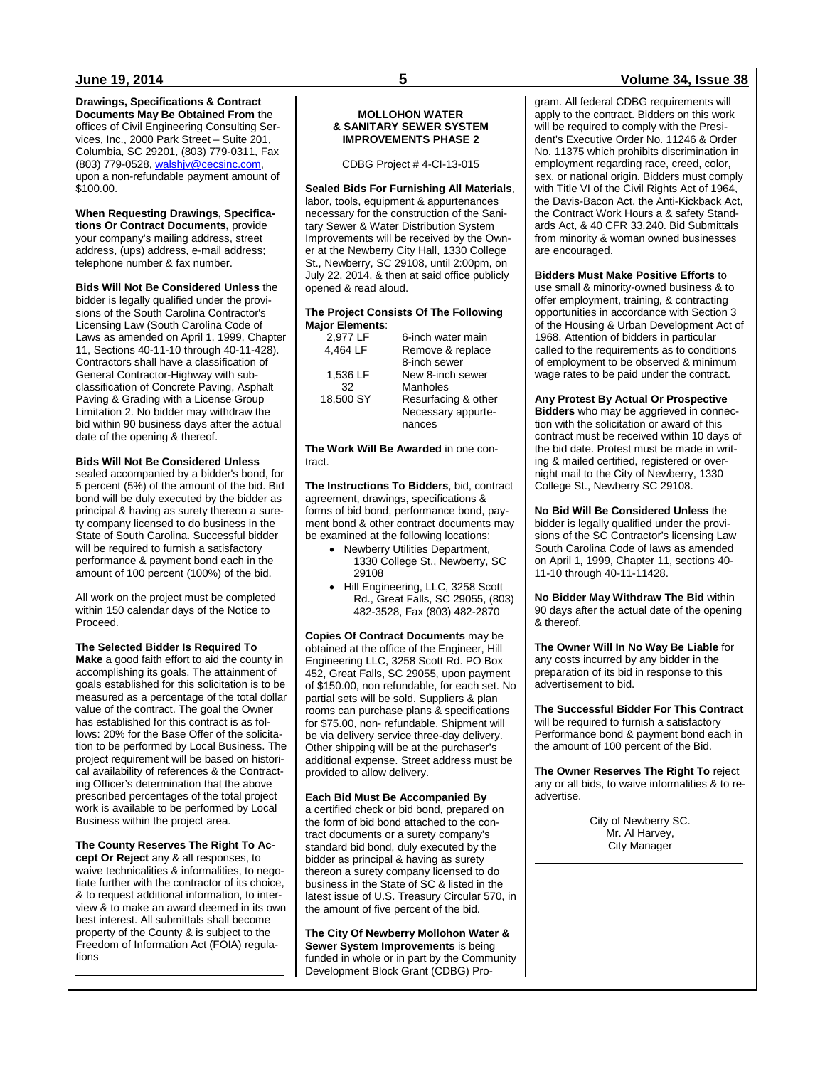**Drawings, Specifications & Contract Documents May Be Obtained From** the offices of Civil Engineering Consulting Services, Inc., 2000 Park Street – Suite 201, Columbia, SC 29201, (803) 779-0311, Fax (803) 779-0528, walshjv@cecsinc.com, upon a non-refundable payment amount of $100.00.

**When Requesting Drawings, Specifications Or Contract Documents,** provide your company's mailing address, street address, (ups) address, e-mail address; telephone number & fax number.

**Bids Will Not Be Considered Unless** the bidder is legally qualified under the provisions of the South Carolina Contractor's Licensing Law (South Carolina Code of Laws as amended on April 1, 1999, Chapter 11, Sections 40-11-10 through 40-11-428). Contractors shall have a classification of General Contractor-Highway with sub-classification of Concrete Paving, Asphalt Paving & Grading with a License Group Limitation 2. No bidder may withdraw the bid within 90 business days after the actual date of the opening & thereof.

**Bids Will Not Be Considered Unless** sealed accompanied by a bidder's bond, for 5 percent (5%) of the amount of the bid. Bid bond will be duly executed by the bidder as principal & having as surety thereon a surety company licensed to do business in the State of South Carolina. Successful bidder will be required to furnish a satisfactory performance & payment bond each in the amount of 100 percent (100%) of the bid.

All work on the project must be completed within 150 calendar days of the Notice to Proceed.

**The Selected Bidder Is Required To Make** a good faith effort to aid the county in accomplishing its goals. The attainment of goals established for this solicitation is to be measured as a percentage of the total dollar value of the contract. The goal the Owner has established for this contract is as follows: 20% for the Base Offer of the solicitation to be performed by Local Business. The project requirement will be based on historical availability of references & the Contracting Officer's determination that the above prescribed percentages of the total project work is available to be performed by Local Business within the project area.

**The County Reserves The Right To Accept Or Reject** any & all responses, to waive technicalities & informalities, to negotiate further with the contractor of its choice, & to request additional information, to interview & to make an award deemed in its own best interest. All submittals shall become property of the County & is subject to the Freedom of Information Act (FOIA) regulations

---

**MOLLOHON WATER & SANITARY SEWER SYSTEM IMPROVEMENTS PHASE 2**

CDBG Project # 4-CI-13-015

**Sealed Bids For Furnishing All Materials**, labor, tools, equipment & appurtenances necessary for the construction of the Sanitary Sewer & Water Distribution System Improvements will be received by the Owner at the Newberry City Hall, 1330 College St., Newberry, SC 29108, until 2:00pm, on July 22, 2014, & then at said office publicly opened & read aloud.

**The Project Consists Of The Following Major Elements**:

| | |
|---|---|
| 2,977 LF | 6-inch water main |
| 4,464 LF | Remove & replace 8-inch sewer |
| 1,536 LF | New 8-inch sewer |
| 32 | Manholes |
| 18,500 SY | Resurfacing & other Necessary appurtenances |

**The Work Will Be Awarded** in one contract.

**The Instructions To Bidders**, bid, contract agreement, drawings, specifications & forms of bid bond, performance bond, payment bond & other contract documents may be examined at the following locations:

- Newberry Utilities Department, 1330 College St., Newberry, SC 29108
- Hill Engineering, LLC, 3258 Scott Rd., Great Falls, SC 29055, (803) 482-3528, Fax (803) 482-2870

**Copies Of Contract Documents** may be obtained at the office of the Engineer, Hill Engineering LLC, 3258 Scott Rd. PO Box 452, Great Falls, SC 29055, upon payment of $150.00, non refundable, for each set. No partial sets will be sold. Suppliers & plan rooms can purchase plans & specifications for $75.00, non- refundable. Shipment will be via delivery service three-day delivery. Other shipping will be at the purchaser's additional expense. Street address must be provided to allow delivery.

**Each Bid Must Be Accompanied By** a certified check or bid bond, prepared on the form of bid bond attached to the contract documents or a surety company's standard bid bond, duly executed by the bidder as principal & having as surety thereon a surety company licensed to do business in the State of SC & listed in the latest issue of U.S. Treasury Circular 570, in the amount of five percent of the bid.

**The City Of Newberry Mollohon Water & Sewer System Improvements** is being funded in whole or in part by the Community Development Block Grant (CDBG) Program. All federal CDBG requirements will apply to the contract. Bidders on this work will be required to comply with the President's Executive Order No. 11246 & Order No. 11375 which prohibits discrimination in employment regarding race, creed, color, sex, or national origin. Bidders must comply with Title VI of the Civil Rights Act of 1964, the Davis-Bacon Act, the Anti-Kickback Act, the Contract Work Hours a & safety Standards Act, & 40 CFR 33.240. Bid Submittals from minority & woman owned businesses are encouraged.

**Bidders Must Make Positive Efforts** to use small & minority-owned business & to offer employment, training, & contracting opportunities in accordance with Section 3 of the Housing & Urban Development Act of 1968. Attention of bidders in particular called to the requirements as to conditions of employment to be observed & minimum wage rates to be paid under the contract.

**Any Protest By Actual Or Prospective Bidders** who may be aggrieved in connection with the solicitation or award of this contract must be received within 10 days of the bid date. Protest must be made in writing & mailed certified, registered or overnight mail to the City of Newberry, 1330 College St., Newberry SC 29108.

**No Bid Will Be Considered Unless** the bidder is legally qualified under the provisions of the SC Contractor's licensing Law South Carolina Code of laws as amended on April 1, 1999, Chapter 11, sections 40-11-10 through 40-11-11428.

**No Bidder May Withdraw The Bid** within 90 days after the actual date of the opening & thereof.

**The Owner Will In No Way Be Liable** for any costs incurred by any bidder in the preparation of its bid in response to this advertisement to bid.

**The Successful Bidder For This Contract** will be required to furnish a satisfactory Performance bond & payment bond each in the amount of 100 percent of the Bid.

**The Owner Reserves The Right To** reject any or all bids, to waive informalities & to re-advertise.

City of Newberry SC.
Mr. Al Harvey,
City Manager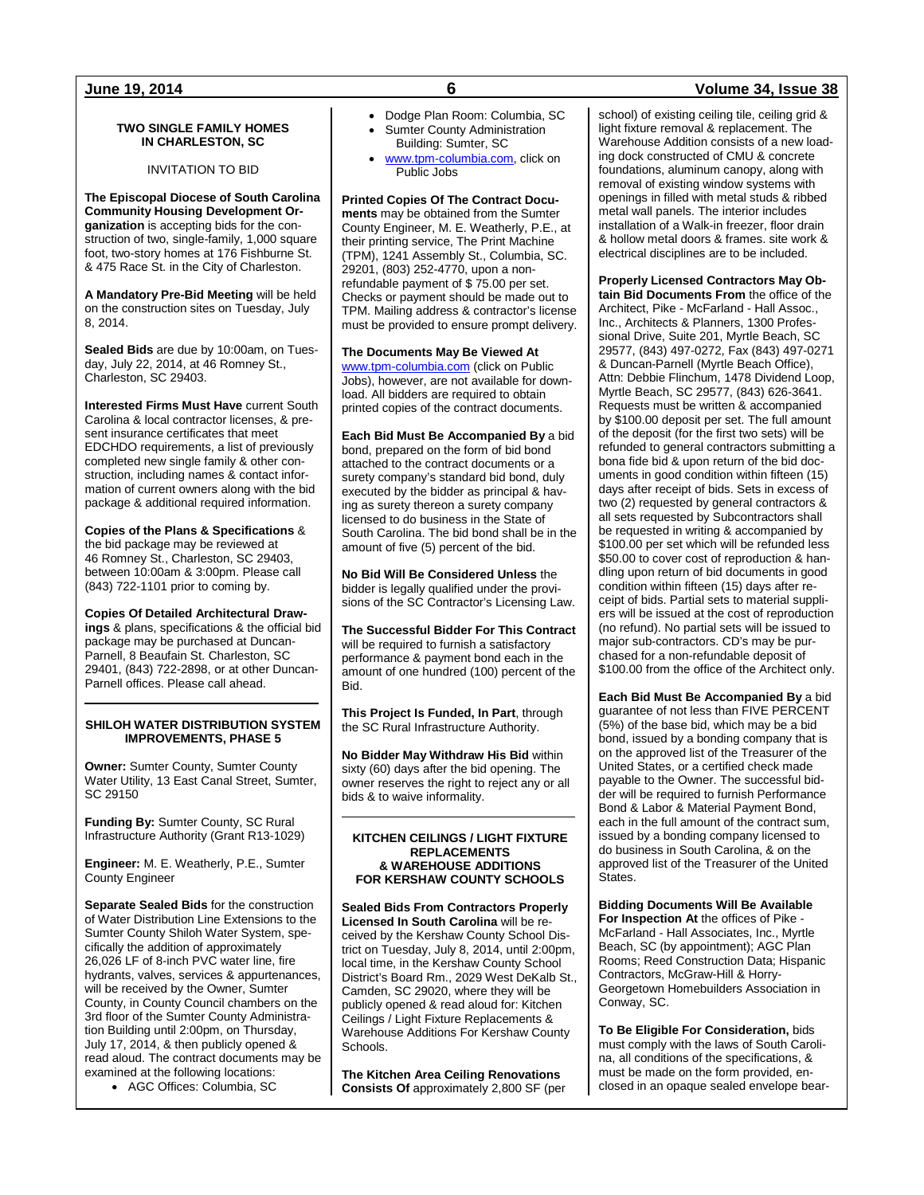### TWO SINGLE FAMILY HOMES IN CHARLESTON, SC

INVITATION TO BID

**The Episcopal Diocese of South Carolina Community Housing Development Organization** is accepting bids for the construction of two, single-family, 1,000 square foot, two-story homes at 176 Fishburne St. & 475 Race St. in the City of Charleston.

**A Mandatory Pre-Bid Meeting** will be held on the construction sites on Tuesday, July 8, 2014.

**Sealed Bids** are due by 10:00am, on Tuesday, July 22, 2014, at 46 Romney St., Charleston, SC 29403.

**Interested Firms Must Have** current South Carolina & local contractor licenses, & present insurance certificates that meet EDCHDO requirements, a list of previously completed new single family & other construction, including names & contact information of current owners along with the bid package & additional required information.

**Copies of the Plans & Specifications** & the bid package may be reviewed at 46 Romney St., Charleston, SC 29403, between 10:00am & 3:00pm. Please call (843) 722-1101 prior to coming by.

**Copies Of Detailed Architectural Drawings** & plans, specifications & the official bid package may be purchased at Duncan-Parnell, 8 Beaufain St. Charleston, SC 29401, (843) 722-2898, or at other Duncan-Parnell offices. Please call ahead.

---

### SHILOH WATER DISTRIBUTION SYSTEM IMPROVEMENTS, PHASE 5

**Owner:** Sumter County, Sumter County Water Utility, 13 East Canal Street, Sumter, SC 29150

**Funding By:** Sumter County, SC Rural Infrastructure Authority (Grant R13-1029)

**Engineer:** M. E. Weatherly, P.E., Sumter County Engineer

**Separate Sealed Bids** for the construction of Water Distribution Line Extensions to the Sumter County Shiloh Water System, specifically the addition of approximately 26,026 LF of 8-inch PVC water line, fire hydrants, valves, services & appurtenances, will be received by the Owner, Sumter County, in County Council chambers on the 3rd floor of the Sumter County Administration Building until 2:00pm, on Thursday, July 17, 2014, & then publicly opened & read aloud. The contract documents may be examined at the following locations:

- AGC Offices: Columbia, SC
- Dodge Plan Room: Columbia, SC
- Sumter County Administration Building: Sumter, SC
- www.tpm-columbia.com, click on Public Jobs

**Printed Copies Of The Contract Documents** may be obtained from the Sumter County Engineer, M. E. Weatherly, P.E., at their printing service, The Print Machine (TPM), 1241 Assembly St., Columbia, SC. 29201, (803) 252-4770, upon a non-refundable payment of $ 75.00 per set. Checks or payment should be made out to TPM. Mailing address & contractor's license must be provided to ensure prompt delivery.

**The Documents May Be Viewed At** www.tpm-columbia.com (click on Public Jobs), however, are not available for download. All bidders are required to obtain printed copies of the contract documents.

**Each Bid Must Be Accompanied By** a bid bond, prepared on the form of bid bond attached to the contract documents or a surety company's standard bid bond, duly executed by the bidder as principal & having as surety thereon a surety company licensed to do business in the State of South Carolina. The bid bond shall be in the amount of five (5) percent of the bid.

**No Bid Will Be Considered Unless** the bidder is legally qualified under the provisions of the SC Contractor's Licensing Law.

**The Successful Bidder For This Contract** will be required to furnish a satisfactory performance & payment bond each in the amount of one hundred (100) percent of the Bid.

**This Project Is Funded, In Part**, through the SC Rural Infrastructure Authority.

**No Bidder May Withdraw His Bid** within sixty (60) days after the bid opening. The owner reserves the right to reject any or all bids & to waive informality.

---

### KITCHEN CEILINGS / LIGHT FIXTURE REPLACEMENTS & WAREHOUSE ADDITIONS FOR KERSHAW COUNTY SCHOOLS

**Sealed Bids From Contractors Properly Licensed In South Carolina** will be received by the Kershaw County School District on Tuesday, July 8, 2014, until 2:00pm, local time, in the Kershaw County School District's Board Rm., 2029 West DeKalb St., Camden, SC 29020, where they will be publicly opened & read aloud for: Kitchen Ceilings / Light Fixture Replacements & Warehouse Additions For Kershaw County Schools.

**The Kitchen Area Ceiling Renovations Consists Of** approximately 2,800 SF (per school) of existing ceiling tile, ceiling grid & light fixture removal & replacement. The Warehouse Addition consists of a new loading dock constructed of CMU & concrete foundations, aluminum canopy, along with removal of existing window systems with openings in filled with metal studs & ribbed metal wall panels. The interior includes installation of a Walk-in freezer, floor drain & hollow metal doors & frames. site work & electrical disciplines are to be included.

**Properly Licensed Contractors May Obtain Bid Documents From** the office of the Architect, Pike - McFarland - Hall Assoc., Inc., Architects & Planners, 1300 Professional Drive, Suite 201, Myrtle Beach, SC 29577, (843) 497-0272, Fax (843) 497-0271 & Duncan-Parnell (Myrtle Beach Office), Attn: Debbie Flinchum, 1478 Dividend Loop, Myrtle Beach, SC 29577, (843) 626-3641. Requests must be written & accompanied by $100.00 deposit per set. The full amount of the deposit (for the first two sets) will be refunded to general contractors submitting a bona fide bid & upon return of the bid documents in good condition within fifteen (15) days after receipt of bids. Sets in excess of two (2) requested by general contractors & all sets requested by Subcontractors shall be requested in writing & accompanied by $100.00 per set which will be refunded less $50.00 to cover cost of reproduction & handling upon return of bid documents in good condition within fifteen (15) days after receipt of bids. Partial sets to material suppliers will be issued at the cost of reproduction (no refund). No partial sets will be issued to major sub-contractors. CD's may be purchased for a non-refundable deposit of $100.00 from the office of the Architect only.

**Each Bid Must Be Accompanied By** a bid guarantee of not less than FIVE PERCENT (5%) of the base bid, which may be a bid bond, issued by a bonding company that is on the approved list of the Treasurer of the United States, or a certified check made payable to the Owner. The successful bidder will be required to furnish Performance Bond & Labor & Material Payment Bond, each in the full amount of the contract sum, issued by a bonding company licensed to do business in South Carolina, & on the approved list of the Treasurer of the United States.

**Bidding Documents Will Be Available For Inspection At** the offices of Pike - McFarland - Hall Associates, Inc., Myrtle Beach, SC (by appointment); AGC Plan Rooms; Reed Construction Data; Hispanic Contractors, McGraw-Hill & Horry-Georgetown Homebuilders Association in Conway, SC.

**To Be Eligible For Consideration,** bids must comply with the laws of South Carolina, all conditions of the specifications, & must be made on the form provided, enclosed in an opaque sealed envelope bear-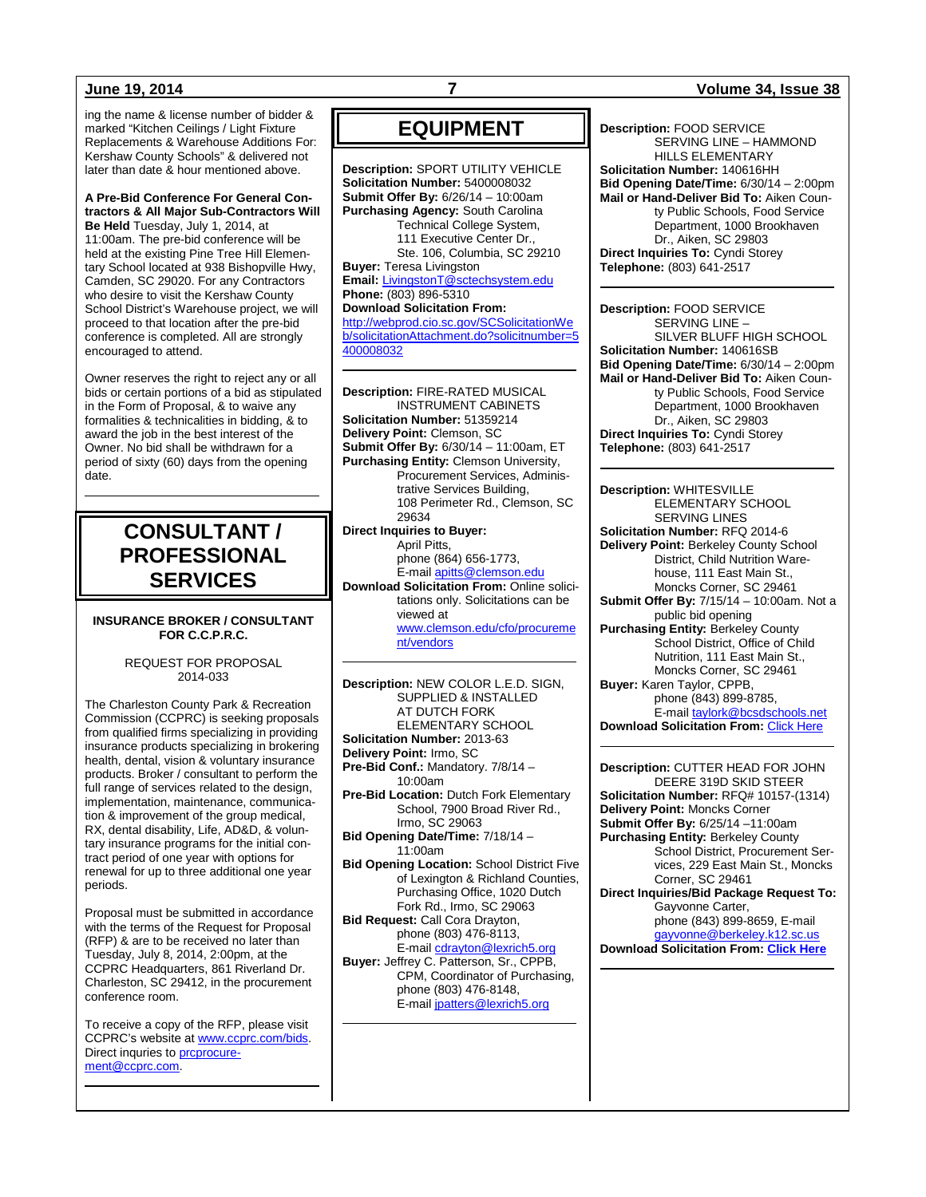ing the name & license number of bidder & marked "Kitchen Ceilings / Light Fixture Replacements & Warehouse Additions For: Kershaw County Schools" & delivered not later than date & hour mentioned above.

**A Pre-Bid Conference For General Contractors & All Major Sub-Contractors Will Be Held** Tuesday, July 1, 2014, at 11:00am. The pre-bid conference will be held at the existing Pine Tree Hill Elementary School located at 938 Bishopville Hwy, Camden, SC 29020. For any Contractors who desire to visit the Kershaw County School District's Warehouse project, we will proceed to that location after the pre-bid conference is completed. All are strongly encouraged to attend.

Owner reserves the right to reject any or all bids or certain portions of a bid as stipulated in the Form of Proposal, & to waive any formalities & technicalities in bidding, & to award the job in the best interest of the Owner. No bid shall be withdrawn for a period of sixty (60) days from the opening date.

# CONSULTANT / PROFESSIONAL SERVICES

**INSURANCE BROKER / CONSULTANT FOR C.C.P.R.C.**

REQUEST FOR PROPOSAL
2014-033

The Charleston County Park & Recreation Commission (CCPRC) is seeking proposals from qualified firms specializing in providing insurance products specializing in brokering health, dental, vision & voluntary insurance products. Broker / consultant to perform the full range of services related to the design, implementation, maintenance, communication & improvement of the group medical, RX, dental disability, Life, AD&D, & voluntary insurance programs for the initial contract period of one year with options for renewal for up to three additional one year periods.

Proposal must be submitted in accordance with the terms of the Request for Proposal (RFP) & are to be received no later than Tuesday, July 8, 2014, 2:00pm, at the CCPRC Headquarters, 861 Riverland Dr. Charleston, SC 29412, in the procurement conference room.

To receive a copy of the RFP, please visit CCPRC's website at www.ccprc.com/bids. Direct inquries to prcprocurement@ccprc.com.

# EQUIPMENT

**Description:** SPORT UTILITY VEHICLE
**Solicitation Number:** 5400008032
**Submit Offer By:** 6/26/14 – 10:00am
**Purchasing Agency:** South Carolina Technical College System, 111 Executive Center Dr., Ste. 106, Columbia, SC 29210
**Buyer:** Teresa Livingston
**Email:** LivingstonT@sctechsystem.edu
**Phone:** (803) 896-5310
**Download Solicitation From:** http://webprod.cio.sc.gov/SCSolicitationWeb/solicitationAttachment.do?solicitnumber=5400008032

---

**Description:** FIRE-RATED MUSICAL INSTRUMENT CABINETS
**Solicitation Number:** 51359214
**Delivery Point:** Clemson, SC
**Submit Offer By:** 6/30/14 – 11:00am, ET
**Purchasing Entity:** Clemson University, Procurement Services, Administrative Services Building, 108 Perimeter Rd., Clemson, SC 29634
**Direct Inquiries to Buyer:** April Pitts, phone (864) 656-1773, E-mail apitts@clemson.edu
**Download Solicitation From:** Online solicitations only. Solicitations can be viewed at www.clemson.edu/cfo/procurement/vendors

---

**Description:** NEW COLOR L.E.D. SIGN, SUPPLIED & INSTALLED AT DUTCH FORK ELEMENTARY SCHOOL
**Solicitation Number:** 2013-63
**Delivery Point:** Irmo, SC
**Pre-Bid Conf.:** Mandatory. 7/8/14 – 10:00am
**Pre-Bid Location:** Dutch Fork Elementary School, 7900 Broad River Rd., Irmo, SC 29063
**Bid Opening Date/Time:** 7/18/14 – 11:00am
**Bid Opening Location:** School District Five of Lexington & Richland Counties, Purchasing Office, 1020 Dutch Fork Rd., Irmo, SC 29063
**Bid Request:** Call Cora Drayton, phone (803) 476-8113, E-mail cdrayton@lexrich5.org
**Buyer:** Jeffrey C. Patterson, Sr., CPPB, CPM, Coordinator of Purchasing, phone (803) 476-8148, E-mail jpatters@lexrich5.org

---

**Description:** FOOD SERVICE SERVING LINE – HAMMOND HILLS ELEMENTARY
**Solicitation Number:** 140616HH
**Bid Opening Date/Time:** 6/30/14 – 2:00pm
**Mail or Hand-Deliver Bid To:** Aiken County Public Schools, Food Service Department, 1000 Brookhaven Dr., Aiken, SC 29803
**Direct Inquiries To:** Cyndi Storey
**Telephone:** (803) 641-2517

---

**Description:** FOOD SERVICE SERVING LINE – SILVER BLUFF HIGH SCHOOL
**Solicitation Number:** 140616SB
**Bid Opening Date/Time:** 6/30/14 – 2:00pm
**Mail or Hand-Deliver Bid To:** Aiken County Public Schools, Food Service Department, 1000 Brookhaven Dr., Aiken, SC 29803
**Direct Inquiries To:** Cyndi Storey
**Telephone:** (803) 641-2517

---

**Description:** WHITESVILLE ELEMENTARY SCHOOL SERVING LINES
**Solicitation Number:** RFQ 2014-6
**Delivery Point:** Berkeley County School District, Child Nutrition Warehouse, 111 East Main St., Moncks Corner, SC 29461
**Submit Offer By:** 7/15/14 – 10:00am. Not a public bid opening
**Purchasing Entity:** Berkeley County School District, Office of Child Nutrition, 111 East Main St., Moncks Corner, SC 29461
**Buyer:** Karen Taylor, CPPB, phone (843) 899-8785, E-mail taylork@bcsdschools.net
**Download Solicitation From:** Click Here

---

**Description:** CUTTER HEAD FOR JOHN DEERE 319D SKID STEER
**Solicitation Number:** RFQ# 10157-(1314)
**Delivery Point:** Moncks Corner
**Submit Offer By:** 6/25/14 –11:00am
**Purchasing Entity:** Berkeley County School District, Procurement Services, 229 East Main St., Moncks Corner, SC 29461
**Direct Inquiries/Bid Package Request To:** Gayvonne Carter, phone (843) 899-8659, E-mail gayvonne@berkeley.k12.sc.us
**Download Solicitation From:** **Click Here**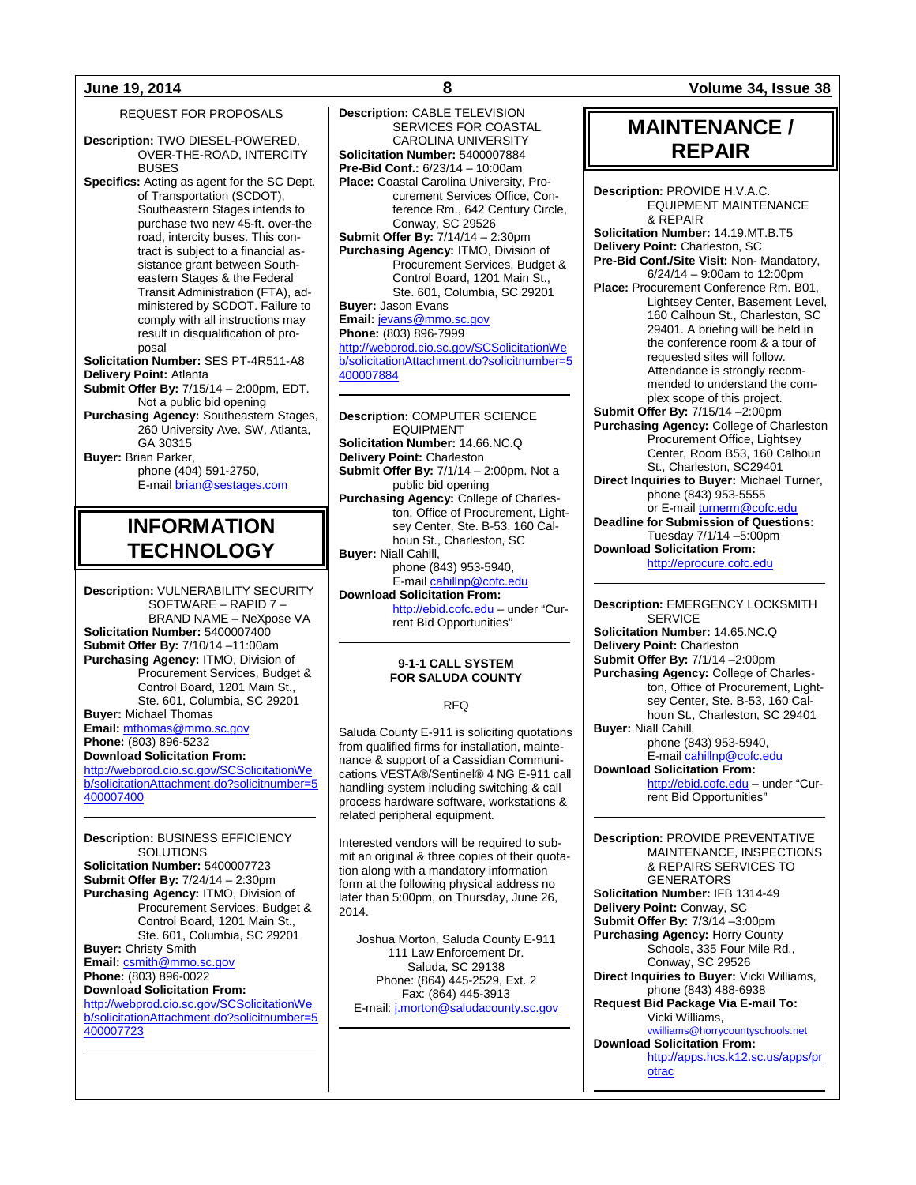REQUEST FOR PROPOSALS

**Description:** TWO DIESEL-POWERED, OVER-THE-ROAD, INTERCITY BUSES
**Specifics:** Acting as agent for the SC Dept. of Transportation (SCDOT), Southeastern Stages intends to purchase two new 45-ft. over-the road, intercity buses. This contract is subject to a financial assistance grant between Southeastern Stages & the Federal Transit Administration (FTA), administered by SCDOT. Failure to comply with all instructions may result in disqualification of proposal
**Solicitation Number:** SES PT-4R511-A8
**Delivery Point:** Atlanta
**Submit Offer By:** 7/15/14 – 2:00pm, EDT. Not a public bid opening
**Purchasing Agency:** Southeastern Stages, 260 University Ave. SW, Atlanta, GA 30315
**Buyer:** Brian Parker, phone (404) 591-2750, E-mail brian@sestages.com

# INFORMATION TECHNOLOGY

**Description:** VULNERABILITY SECURITY SOFTWARE – RAPID 7 – BRAND NAME – NeXpose VA
**Solicitation Number:** 5400007400
**Submit Offer By:** 7/10/14 –11:00am
**Purchasing Agency:** ITMO, Division of Procurement Services, Budget & Control Board, 1201 Main St., Ste. 601, Columbia, SC 29201
**Buyer:** Michael Thomas
**Email:** mthomas@mmo.sc.gov
**Phone:** (803) 896-5232
**Download Solicitation From:**
http://webprod.cio.sc.gov/SCSolicitationWeb/solicitationAttachment.do?solicitnumber=5400007400

---

**Description:** BUSINESS EFFICIENCY SOLUTIONS
**Solicitation Number:** 5400007723
**Submit Offer By:** 7/24/14 – 2:30pm
**Purchasing Agency:** ITMO, Division of Procurement Services, Budget & Control Board, 1201 Main St., Ste. 601, Columbia, SC 29201
**Buyer:** Christy Smith
**Email:** csmith@mmo.sc.gov
**Phone:** (803) 896-0022
**Download Solicitation From:**
http://webprod.cio.sc.gov/SCSolicitationWeb/solicitationAttachment.do?solicitnumber=5400007723

---

**Description:** CABLE TELEVISION SERVICES FOR COASTAL CAROLINA UNIVERSITY
**Solicitation Number:** 5400007884
**Pre-Bid Conf.:** 6/23/14 – 10:00am
**Place:** Coastal Carolina University, Procurement Services Office, Conference Rm., 642 Century Circle, Conway, SC 29526
**Submit Offer By:** 7/14/14 – 2:30pm
**Purchasing Agency:** ITMO, Division of Procurement Services, Budget & Control Board, 1201 Main St., Ste. 601, Columbia, SC 29201
**Buyer:** Jason Evans
**Email:** jevans@mmo.sc.gov
**Phone:** (803) 896-7999
http://webprod.cio.sc.gov/SCSolicitationWeb/solicitationAttachment.do?solicitnumber=5400007884

---

**Description:** COMPUTER SCIENCE EQUIPMENT
**Solicitation Number:** 14.66.NC.Q
**Delivery Point:** Charleston
**Submit Offer By:** 7/1/14 – 2:00pm. Not a public bid opening
**Purchasing Agency:** College of Charleston, Office of Procurement, Lightsey Center, Ste. B-53, 160 Calhoun St., Charleston, SC
**Buyer:** Niall Cahill, phone (843) 953-5940, E-mail cahillnp@cofc.edu
**Download Solicitation From:**
http://ebid.cofc.edu – under "Current Bid Opportunities"

---

**9-1-1 CALL SYSTEM FOR SALUDA COUNTY**

RFQ

Saluda County E-911 is soliciting quotations from qualified firms for installation, maintenance & support of a Cassidian Communications VESTA®/Sentinel® 4 NG E-911 call handling system including switching & call process hardware software, workstations & related peripheral equipment.

Interested vendors will be required to submit an original & three copies of their quotation along with a mandatory information form at the following physical address no later than 5:00pm, on Thursday, June 26, 2014.

Joshua Morton, Saluda County E-911
111 Law Enforcement Dr.
Saluda, SC 29138
Phone: (864) 445-2529, Ext. 2
Fax: (864) 445-3913
E-mail: j.morton@saludacounty.sc.gov

# MAINTENANCE / REPAIR

**Description:** PROVIDE H.V.A.C. EQUIPMENT MAINTENANCE & REPAIR
**Solicitation Number:** 14.19.MT.B.T5
**Delivery Point:** Charleston, SC
**Pre-Bid Conf./Site Visit:** Non- Mandatory, 6/24/14 – 9:00am to 12:00pm
**Place:** Procurement Conference Rm. B01, Lightsey Center, Basement Level, 160 Calhoun St., Charleston, SC 29401. A briefing will be held in the conference room & a tour of requested sites will follow. Attendance is strongly recommended to understand the complex scope of this project.
**Submit Offer By:** 7/15/14 –2:00pm
**Purchasing Agency:** College of Charleston Procurement Office, Lightsey Center, Room B53, 160 Calhoun St., Charleston, SC29401
**Direct Inquiries to Buyer:** Michael Turner, phone (843) 953-5555 or E-mail turnerm@cofc.edu
**Deadline for Submission of Questions:** Tuesday 7/1/14 –5:00pm
**Download Solicitation From:**
http://eprocure.cofc.edu

---

**Description:** EMERGENCY LOCKSMITH SERVICE
**Solicitation Number:** 14.65.NC.Q
**Delivery Point:** Charleston
**Submit Offer By:** 7/1/14 –2:00pm
**Purchasing Agency:** College of Charleston, Office of Procurement, Lightsey Center, Ste. B-53, 160 Calhoun St., Charleston, SC 29401
**Buyer:** Niall Cahill, phone (843) 953-5940, E-mail cahillnp@cofc.edu
**Download Solicitation From:**
http://ebid.cofc.edu – under "Current Bid Opportunities"

---

**Description:** PROVIDE PREVENTATIVE MAINTENANCE, INSPECTIONS & REPAIRS SERVICES TO GENERATORS
**Solicitation Number:** IFB 1314-49
**Delivery Point:** Conway, SC
**Submit Offer By:** 7/3/14 –3:00pm
**Purchasing Agency:** Horry County Schools, 335 Four Mile Rd., Conway, SC 29526
**Direct Inquiries to Buyer:** Vicki Williams, phone (843) 488-6938
**Request Bid Package Via E-mail To:** Vicki Williams, vwilliams@horrycountyschools.net
**Download Solicitation From:**
http://apps.hcs.k12.sc.us/apps/protrac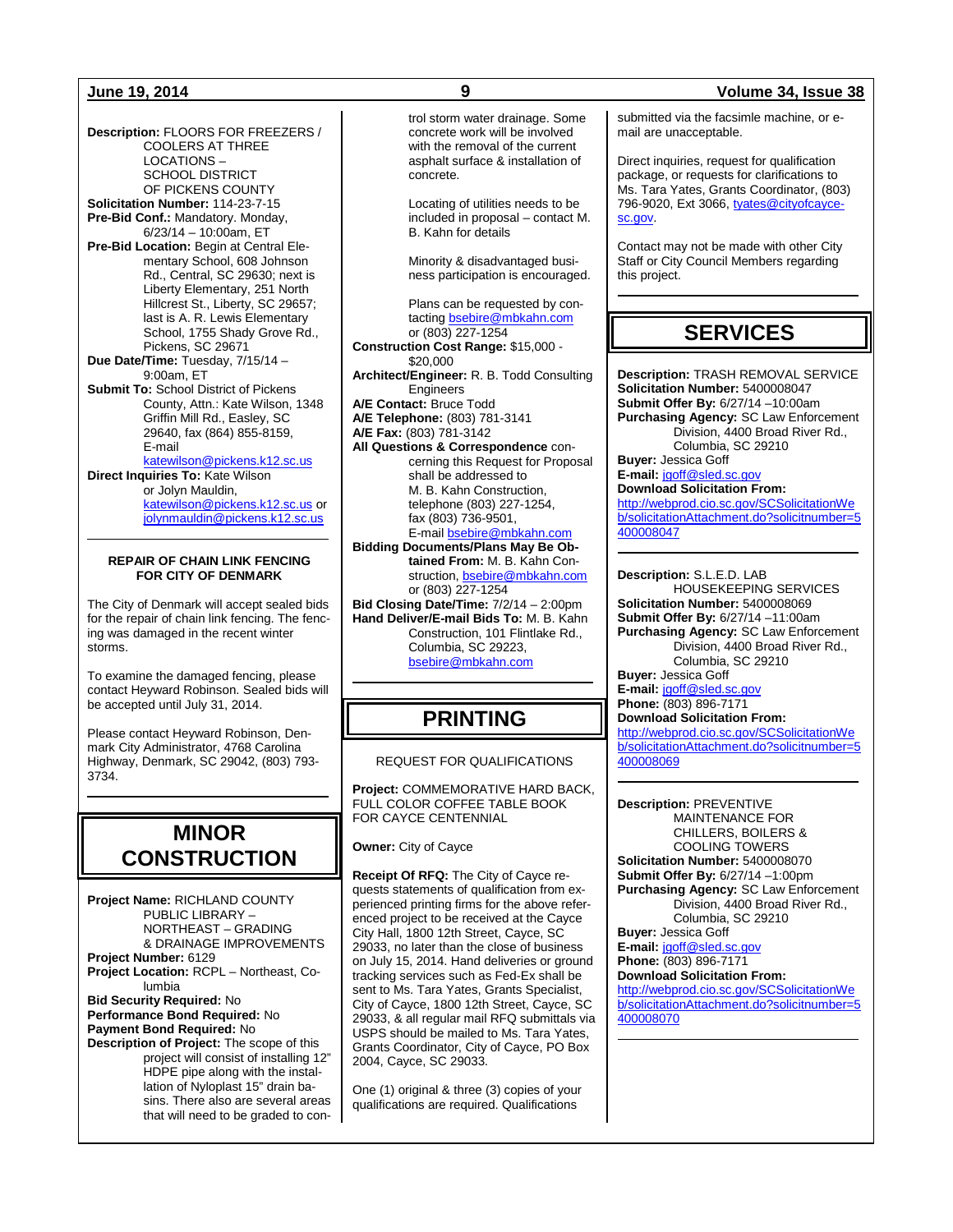**Description:** FLOORS FOR FREEZERS / COOLERS AT THREE LOCATIONS – SCHOOL DISTRICT OF PICKENS COUNTY
**Solicitation Number:** 114-23-7-15
**Pre-Bid Conf.:** Mandatory. Monday, 6/23/14 – 10:00am, ET
**Pre-Bid Location:** Begin at Central Elementary School, 608 Johnson Rd., Central, SC 29630; next is Liberty Elementary, 251 North Hillcrest St., Liberty, SC 29657; last is A. R. Lewis Elementary School, 1755 Shady Grove Rd., Pickens, SC 29671
**Due Date/Time:** Tuesday, 7/15/14 – 9:00am, ET
**Submit To:** School District of Pickens County, Attn.: Kate Wilson, 1348 Griffin Mill Rd., Easley, SC 29640, fax (864) 855-8159, E-mail katewilson@pickens.k12.sc.us
**Direct Inquiries To:** Kate Wilson or Jolyn Mauldin, katewilson@pickens.k12.sc.us or jolynmauldin@pickens.k12.sc.us

---

**REPAIR OF CHAIN LINK FENCING FOR CITY OF DENMARK**

The City of Denmark will accept sealed bids for the repair of chain link fencing. The fencing was damaged in the recent winter storms.

To examine the damaged fencing, please contact Heyward Robinson. Sealed bids will be accepted until July 31, 2014.

Please contact Heyward Robinson, Denmark City Administrator, 4768 Carolina Highway, Denmark, SC 29042, (803) 793-3734.

---

## MINOR CONSTRUCTION

**Project Name:** RICHLAND COUNTY PUBLIC LIBRARY – NORTHEAST – GRADING & DRAINAGE IMPROVEMENTS
**Project Number:** 6129
**Project Location:** RCPL – Northeast, Columbia
**Bid Security Required:** No
**Performance Bond Required:** No
**Payment Bond Required:** No
**Description of Project:** The scope of this project will consist of installing 12" HDPE pipe along with the installation of Nyloplast 15" drain basins. There also are several areas that will need to be graded to control storm water drainage. Some concrete work will be involved with the removal of the current asphalt surface & installation of concrete.

Locating of utilities needs to be included in proposal – contact M. B. Kahn for details

Minority & disadvantaged business participation is encouraged.

Plans can be requested by contacting bsebire@mbkahn.com or (803) 227-1254

**Construction Cost Range:** $15,000 - $20,000
**Architect/Engineer:** R. B. Todd Consulting Engineers
**A/E Contact:** Bruce Todd
**A/E Telephone:** (803) 781-3141
**A/E Fax:** (803) 781-3142
**All Questions & Correspondence** concerning this Request for Proposal shall be addressed to M. B. Kahn Construction, telephone (803) 227-1254, fax (803) 736-9501, E-mail bsebire@mbkahn.com
**Bidding Documents/Plans May Be Obtained From:** M. B. Kahn Construction, bsebire@mbkahn.com or (803) 227-1254
**Bid Closing Date/Time:** 7/2/14 – 2:00pm
**Hand Deliver/E-mail Bids To:** M. B. Kahn Construction, 101 Flintlake Rd., Columbia, SC 29223, bsebire@mbkahn.com

---

## PRINTING

REQUEST FOR QUALIFICATIONS

**Project:** COMMEMORATIVE HARD BACK, FULL COLOR COFFEE TABLE BOOK FOR CAYCE CENTENNIAL

**Owner:** City of Cayce

**Receipt Of RFQ:** The City of Cayce requests statements of qualification from experienced printing firms for the above referenced project to be received at the Cayce City Hall, 1800 12th Street, Cayce, SC 29033, no later than the close of business on July 15, 2014. Hand deliveries or ground tracking services such as Fed-Ex shall be sent to Ms. Tara Yates, Grants Specialist, City of Cayce, 1800 12th Street, Cayce, SC 29033, & all regular mail RFQ submittals via USPS should be mailed to Ms. Tara Yates, Grants Coordinator, City of Cayce, PO Box 2004, Cayce, SC 29033.

One (1) original & three (3) copies of your qualifications are required. Qualifications submitted via the facsimile machine, or e-mail are unacceptable.

Direct inquiries, request for qualification package, or requests for clarifications to Ms. Tara Yates, Grants Coordinator, (803) 796-9020, Ext 3066, tyates@cityofcayce-sc.gov.

Contact may not be made with other City Staff or City Council Members regarding this project.

---

## SERVICES

**Description:** TRASH REMOVAL SERVICE
**Solicitation Number:** 5400008047
**Submit Offer By:** 6/27/14 –10:00am
**Purchasing Agency:** SC Law Enforcement Division, 4400 Broad River Rd., Columbia, SC 29210
**Buyer:** Jessica Goff
**E-mail:** jgoff@sled.sc.gov
**Download Solicitation From:** http://webprod.cio.sc.gov/SCSolicitationWeb/solicitationAttachment.do?solicitnumber=5400008047

---

**Description:** S.L.E.D. LAB HOUSEKEEPING SERVICES
**Solicitation Number:** 5400008069
**Submit Offer By:** 6/27/14 –11:00am
**Purchasing Agency:** SC Law Enforcement Division, 4400 Broad River Rd., Columbia, SC 29210
**Buyer:** Jessica Goff
**E-mail:** jgoff@sled.sc.gov
**Phone:** (803) 896-7171
**Download Solicitation From:** http://webprod.cio.sc.gov/SCSolicitationWeb/solicitationAttachment.do?solicitnumber=5400008069

---

**Description:** PREVENTIVE MAINTENANCE FOR CHILLERS, BOILERS & COOLING TOWERS
**Solicitation Number:** 5400008070
**Submit Offer By:** 6/27/14 –1:00pm
**Purchasing Agency:** SC Law Enforcement Division, 4400 Broad River Rd., Columbia, SC 29210
**Buyer:** Jessica Goff
**E-mail:** jgoff@sled.sc.gov
**Phone:** (803) 896-7171
**Download Solicitation From:** http://webprod.cio.sc.gov/SCSolicitationWeb/solicitationAttachment.do?solicitnumber=5400008070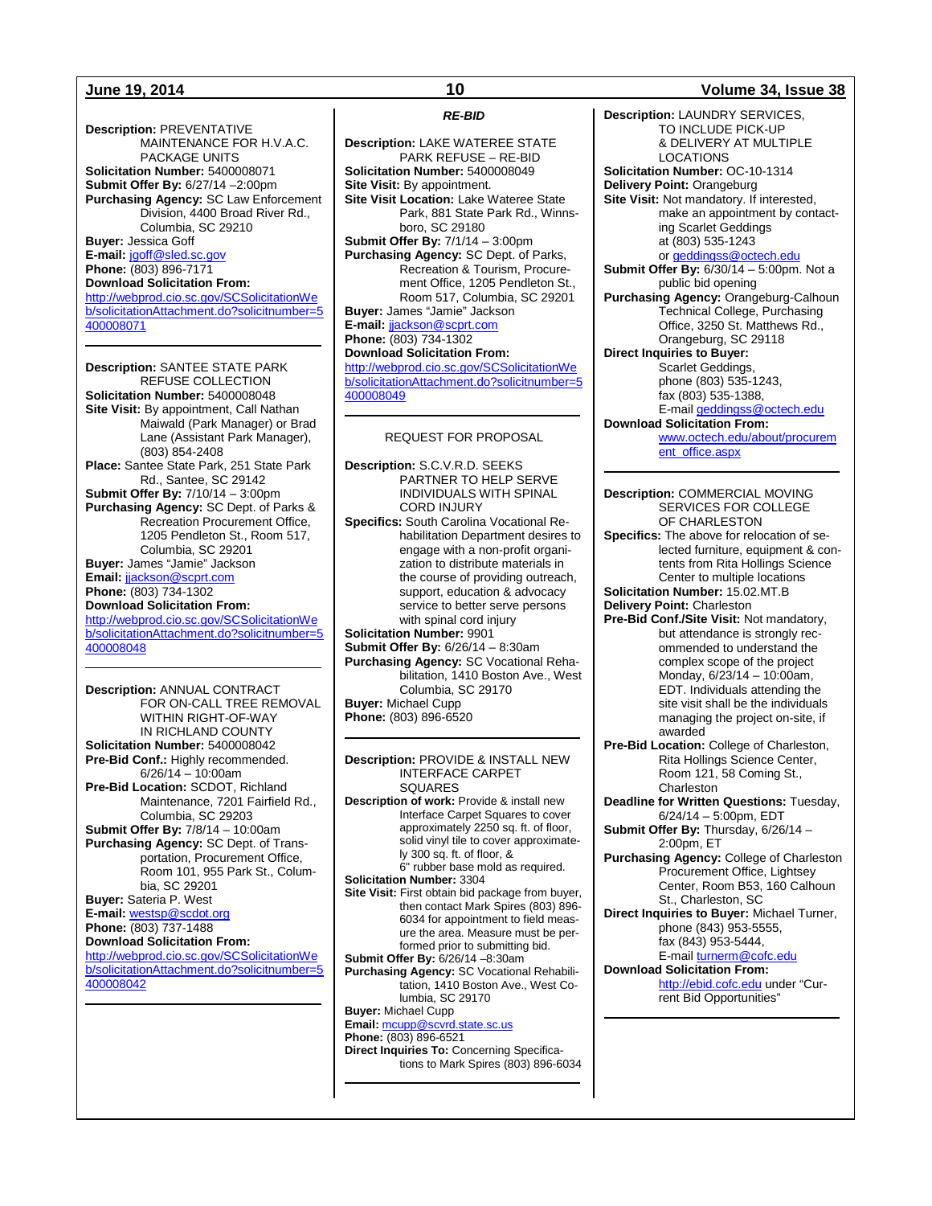**Description:** PREVENTATIVE MAINTENANCE FOR H.V.A.C. PACKAGE UNITS
**Solicitation Number:** 5400008071
**Submit Offer By:** 6/27/14 –2:00pm
**Purchasing Agency:** SC Law Enforcement Division, 4400 Broad River Rd., Columbia, SC 29210
**Buyer:** Jessica Goff
**E-mail:** jgoff@sled.sc.gov
**Phone:** (803) 896-7171
**Download Solicitation From:**
http://webprod.cio.sc.gov/SCSolicitationWeb/solicitationAttachment.do?solicitnumber=5400008071

---

**Description:** SANTEE STATE PARK REFUSE COLLECTION
**Solicitation Number:** 5400008048
**Site Visit:** By appointment, Call Nathan Maiwald (Park Manager) or Brad Lane (Assistant Park Manager), (803) 854-2408
**Place:** Santee State Park, 251 State Park Rd., Santee, SC 29142
**Submit Offer By:** 7/10/14 – 3:00pm
**Purchasing Agency:** SC Dept. of Parks & Recreation Procurement Office, 1205 Pendleton St., Room 517, Columbia, SC 29201
**Buyer:** James "Jamie" Jackson
**Email:** jjackson@scprt.com
**Phone:** (803) 734-1302
**Download Solicitation From:**
http://webprod.cio.sc.gov/SCSolicitationWeb/solicitationAttachment.do?solicitnumber=5400008048

---

**Description:** ANNUAL CONTRACT FOR ON-CALL TREE REMOVAL WITHIN RIGHT-OF-WAY IN RICHLAND COUNTY
**Solicitation Number:** 5400008042
**Pre-Bid Conf.:** Highly recommended. 6/26/14 – 10:00am
**Pre-Bid Location:** SCDOT, Richland Maintenance, 7201 Fairfield Rd., Columbia, SC 29203
**Submit Offer By:** 7/8/14 – 10:00am
**Purchasing Agency:** SC Dept. of Transportation, Procurement Office, Room 101, 955 Park St., Columbia, SC 29201
**Buyer:** Sateria P. West
**E-mail:** westsp@scdot.org
**Phone:** (803) 737-1488
**Download Solicitation From:**
http://webprod.cio.sc.gov/SCSolicitationWeb/solicitationAttachment.do?solicitnumber=5400008042

---

***RE-BID***

**Description:** LAKE WATEREE STATE PARK REFUSE – RE-BID
**Solicitation Number:** 5400008049
**Site Visit:** By appointment.
**Site Visit Location:** Lake Wateree State Park, 881 State Park Rd., Winnsboro, SC 29180
**Submit Offer By:** 7/1/14 – 3:00pm
**Purchasing Agency:** SC Dept. of Parks, Recreation & Tourism, Procurement Office, 1205 Pendleton St., Room 517, Columbia, SC 29201
**Buyer:** James "Jamie" Jackson
**E-mail:** jjackson@scprt.com
**Phone:** (803) 734-1302
**Download Solicitation From:**
http://webprod.cio.sc.gov/SCSolicitationWeb/solicitationAttachment.do?solicitnumber=5400008049

---

REQUEST FOR PROPOSAL

**Description:** S.C.V.R.D. SEEKS PARTNER TO HELP SERVE INDIVIDUALS WITH SPINAL CORD INJURY
**Specifics:** South Carolina Vocational Rehabilitation Department desires to engage with a non-profit organization to distribute materials in the course of providing outreach, support, education & advocacy service to better serve persons with spinal cord injury
**Solicitation Number:** 9901
**Submit Offer By:** 6/26/14 – 8:30am
**Purchasing Agency:** SC Vocational Rehabilitation, 1410 Boston Ave., West Columbia, SC 29170
**Buyer:** Michael Cupp
**Phone:** (803) 896-6520

---

**Description:** PROVIDE & INSTALL NEW INTERFACE CARPET SQUARES
**Description of work:** Provide & install new Interface Carpet Squares to cover approximately 2250 sq. ft. of floor, solid vinyl tile to cover approximately 300 sq. ft. of floor, & 6" rubber base mold as required.
**Solicitation Number:** 3304
**Site Visit:** First obtain bid package from buyer, then contact Mark Spires (803) 896-6034 for appointment to field measure the area. Measure must be performed prior to submitting bid.
**Submit Offer By:** 6/26/14 –8:30am
**Purchasing Agency:** SC Vocational Rehabilitation, 1410 Boston Ave., West Columbia, SC 29170
**Buyer:** Michael Cupp
**Email:** mcupp@scvrd.state.sc.us
**Phone:** (803) 896-6521
**Direct Inquiries To:** Concerning Specifications to Mark Spires (803) 896-6034

---

**Description:** LAUNDRY SERVICES, TO INCLUDE PICK-UP & DELIVERY AT MULTIPLE LOCATIONS
**Solicitation Number:** OC-10-1314
**Delivery Point:** Orangeburg
**Site Visit:** Not mandatory. If interested, make an appointment by contacting Scarlet Geddings at (803) 535-1243 or geddingss@octech.edu
**Submit Offer By:** 6/30/14 – 5:00pm. Not a public bid opening
**Purchasing Agency:** Orangeburg-Calhoun Technical College, Purchasing Office, 3250 St. Matthews Rd., Orangeburg, SC 29118
**Direct Inquiries to Buyer:**
Scarlet Geddings,
phone (803) 535-1243,
fax (803) 535-1388,
E-mail geddingss@octech.edu
**Download Solicitation From:**
www.octech.edu/about/procurement_office.aspx

---

**Description:** COMMERCIAL MOVING SERVICES FOR COLLEGE OF CHARLESTON
**Specifics:** The above for relocation of selected furniture, equipment & contents from Rita Hollings Science Center to multiple locations
**Solicitation Number:** 15.02.MT.B
**Delivery Point:** Charleston
**Pre-Bid Conf./Site Visit:** Not mandatory, but attendance is strongly recommended to understand the complex scope of the project Monday, 6/23/14 – 10:00am, EDT. Individuals attending the site visit shall be the individuals managing the project on-site, if awarded
**Pre-Bid Location:** College of Charleston, Rita Hollings Science Center, Room 121, 58 Coming St., Charleston
**Deadline for Written Questions:** Tuesday, 6/24/14 – 5:00pm, EDT
**Submit Offer By:** Thursday, 6/26/14 – 2:00pm, ET
**Purchasing Agency:** College of Charleston Procurement Office, Lightsey Center, Room B53, 160 Calhoun St., Charleston, SC
**Direct Inquiries to Buyer:** Michael Turner,
phone (843) 953-5555,
fax (843) 953-5444,
E-mail turnerm@cofc.edu
**Download Solicitation From:**
http://ebid.cofc.edu under "Current Bid Opportunities"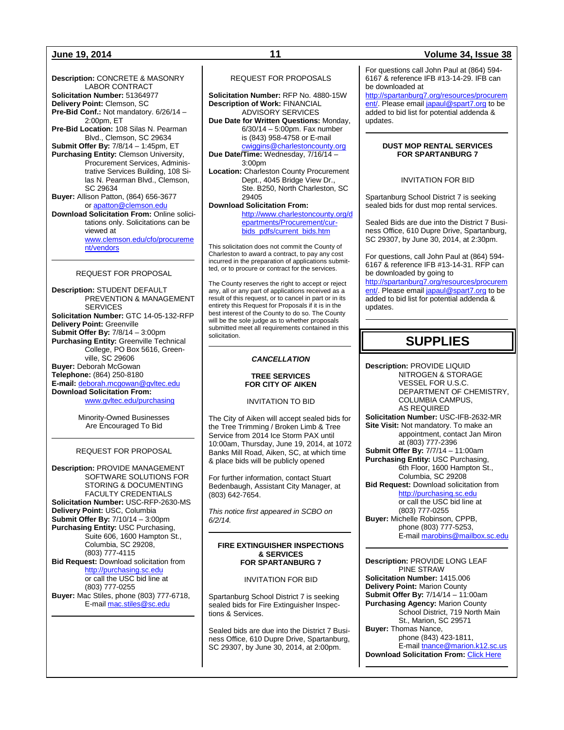**Description:** CONCRETE & MASONRY LABOR CONTRACT
**Solicitation Number:** 51364977
**Delivery Point:** Clemson, SC
**Pre-Bid Conf.:** Not mandatory. 6/26/14 – 2:00pm, ET
**Pre-Bid Location:** 108 Silas N. Pearman Blvd., Clemson, SC 29634
**Submit Offer By:** 7/8/14 – 1:45pm, ET
**Purchasing Entity:** Clemson University, Procurement Services, Administrative Services Building, 108 Silas N. Pearman Blvd., Clemson, SC 29634
**Buyer:** Allison Patton, (864) 656-3677 or apatton@clemson.edu
**Download Solicitation From:** Online solicitations only. Solicitations can be viewed at www.clemson.edu/cfo/procurement/vendors

---

REQUEST FOR PROPOSAL

**Description:** STUDENT DEFAULT PREVENTION & MANAGEMENT SERVICES
**Solicitation Number:** GTC 14-05-132-RFP
**Delivery Point:** Greenville
**Submit Offer By:** 7/8/14 – 3:00pm
**Purchasing Entity:** Greenville Technical College, PO Box 5616, Greenville, SC 29606
**Buyer:** Deborah McGowan
**Telephone:** (864) 250-8180
**E-mail:** deborah.mcgowan@gvltec.edu
**Download Solicitation From:** www.gvltec.edu/purchasing

Minority-Owned Businesses Are Encouraged To Bid

---

REQUEST FOR PROPOSAL

**Description:** PROVIDE MANAGEMENT SOFTWARE SOLUTIONS FOR STORING & DOCUMENTING FACULTY CREDENTIALS
**Solicitation Number:** USC-RFP-2630-MS
**Delivery Point:** USC, Columbia
**Submit Offer By:** 7/10/14 – 3:00pm
**Purchasing Entity:** USC Purchasing, Suite 606, 1600 Hampton St., Columbia, SC 29208, (803) 777-4115
**Bid Request:** Download solicitation from http://purchasing.sc.edu or call the USC bid line at (803) 777-0255
**Buyer:** Mac Stiles, phone (803) 777-6718, E-mail mac.stiles@sc.edu

---

REQUEST FOR PROPOSALS

**Solicitation Number:** RFP No. 4880-15W
**Description of Work:** FINANCIAL ADVISORY SERVICES
**Due Date for Written Questions:** Monday, 6/30/14 – 5:00pm. Fax number is (843) 958-4758 or E-mail cwiggins@charlestoncounty.org
**Due Date/Time:** Wednesday, 7/16/14 – 3:00pm
**Location:** Charleston County Procurement Dept., 4045 Bridge View Dr., Ste. B250, North Charleston, SC 29405
**Download Solicitation From:** http://www.charlestoncounty.org/departments/Procurement/cur-bids_pdfs/current_bids.htm

This solicitation does not commit the County of Charleston to award a contract, to pay any cost incurred in the preparation of applications submitted, or to procure or contract for the services.

The County reserves the right to accept or reject any, all or any part of applications received as a result of this request, or to cancel in part or in its entirety this Request for Proposals if it is in the best interest of the County to do so. The County will be the sole judge as to whether proposals submitted meet all requirements contained in this solicitation.

---

***CANCELLATION***

**TREE SERVICES FOR CITY OF AIKEN**

INVITATION TO BID

The City of Aiken will accept sealed bids for the Tree Trimming / Broken Limb & Tree Service from 2014 Ice Storm PAX until 10:00am, Thursday, June 19, 2014, at 1072 Banks Mill Road, Aiken, SC, at which time & place bids will be publicly opened

For further information, contact Stuart Bedenbaugh, Assistant City Manager, at (803) 642-7654.

*This notice first appeared in SCBO on 6/2/14.*

---

**FIRE EXTINGUISHER INSPECTIONS & SERVICES FOR SPARTANBURG 7**

INVITATION FOR BID

Spartanburg School District 7 is seeking sealed bids for Fire Extinguisher Inspections & Services.

Sealed bids are due into the District 7 Business Office, 610 Dupre Drive, Spartanburg, SC 29307, by June 30, 2014, at 2:00pm.

For questions call John Paul at (864) 594-6167 & reference IFB #13-14-29. IFB can be downloaded at http://spartanburg7.org/resources/procurement/. Please email japaul@spart7.org to be added to bid list for potential addenda & updates.

---

**DUST MOP RENTAL SERVICES FOR SPARTANBURG 7**

INVITATION FOR BID

Spartanburg School District 7 is seeking sealed bids for dust mop rental services.

Sealed Bids are due into the District 7 Business Office, 610 Dupre Drive, Spartanburg, SC 29307, by June 30, 2014, at 2:30pm.

For questions, call John Paul at (864) 594-6167 & reference IFB #13-14-31. RFP can be downloaded by going to http://spartanburg7.org/resources/procurement/. Please email japaul@spart7.org to be added to bid list for potential addenda & updates.

---

# SUPPLIES

**Description:** PROVIDE LIQUID NITROGEN & STORAGE VESSEL FOR U.S.C. DEPARTMENT OF CHEMISTRY, COLUMBIA CAMPUS, AS REQUIRED
**Solicitation Number:** USC-IFB-2632-MR
**Site Visit:** Not mandatory. To make an appointment, contact Jan Miron at (803) 777-2396
**Submit Offer By:** 7/7/14 – 11:00am
**Purchasing Entity:** USC Purchasing, 6th Floor, 1600 Hampton St., Columbia, SC 29208
**Bid Request:** Download solicitation from http://purchasing.sc.edu or call the USC bid line at (803) 777-0255
**Buyer:** Michelle Robinson, CPPB, phone (803) 777-5253, E-mail marobins@mailbox.sc.edu

---

**Description:** PROVIDE LONG LEAF PINE STRAW
**Solicitation Number:** 1415.006
**Delivery Point:** Marion County
**Submit Offer By:** 7/14/14 – 11:00am
**Purchasing Agency:** Marion County School District, 719 North Main St., Marion, SC 29571
**Buyer:** Thomas Nance, phone (843) 423-1811, E-mail tnance@marion.k12.sc.us
**Download Solicitation From:** Click Here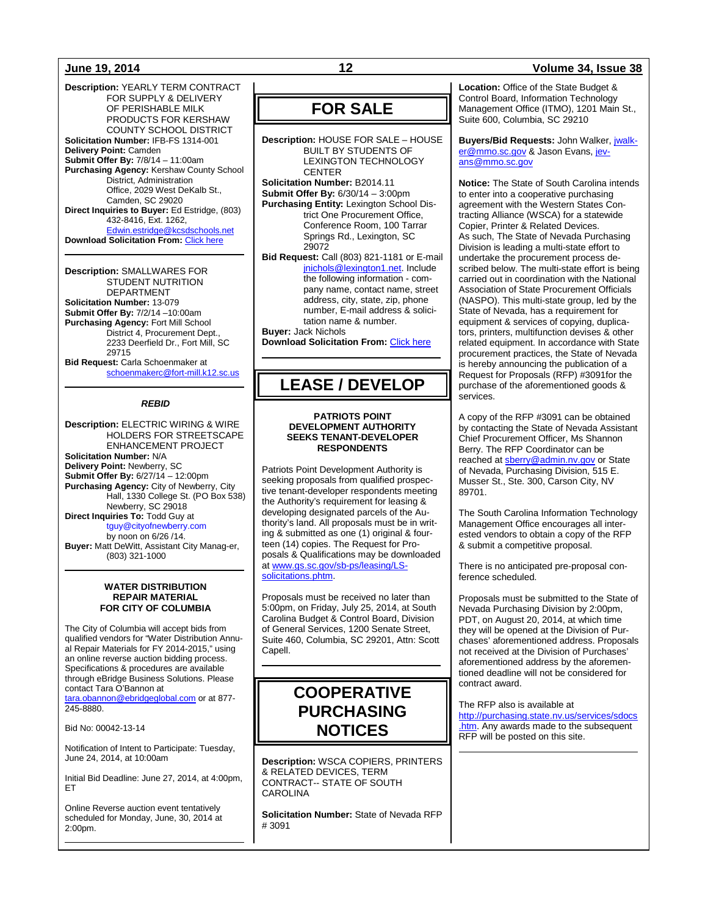**Description:** YEARLY TERM CONTRACT FOR SUPPLY & DELIVERY OF PERISHABLE MILK PRODUCTS FOR KERSHAW COUNTY SCHOOL DISTRICT
**Solicitation Number:** IFB-FS 1314-001
**Delivery Point:** Camden
**Submit Offer By:** 7/8/14 – 11:00am
**Purchasing Agency:** Kershaw County School District, Administration Office, 2029 West DeKalb St., Camden, SC 29020
**Direct Inquiries to Buyer:** Ed Estridge, (803) 432-8416, Ext. 1262, Edwin.estridge@kcsdschools.net
**Download Solicitation From:** Click here

---

**Description:** SMALLWARES FOR STUDENT NUTRITION DEPARTMENT
**Solicitation Number:** 13-079
**Submit Offer By:** 7/2/14 –10:00am
**Purchasing Agency:** Fort Mill School District 4, Procurement Dept., 2233 Deerfield Dr., Fort Mill, SC 29715
**Bid Request:** Carla Schoenmaker at schoenmakerc@fort-mill.k12.sc.us

---

***REBID***

**Description:** ELECTRIC WIRING & WIRE HOLDERS FOR STREETSCAPE ENHANCEMENT PROJECT
**Solicitation Number:** N/A
**Delivery Point:** Newberry, SC
**Submit Offer By:** 6/27/14 – 12:00pm
**Purchasing Agency:** City of Newberry, City Hall, 1330 College St. (PO Box 538) Newberry, SC 29018
**Direct Inquiries To:** Todd Guy at tguy@cityofnewberry.com by noon on 6/26 /14.
**Buyer:** Matt DeWitt, Assistant City Manag-er, (803) 321-1000

---

**WATER DISTRIBUTION REPAIR MATERIAL FOR CITY OF COLUMBIA**

The City of Columbia will accept bids from qualified vendors for "Water Distribution Annual Repair Materials for FY 2014-2015," using an online reverse auction bidding process. Specifications & procedures are available through eBridge Business Solutions. Please contact Tara O'Bannon at tara.obannon@ebridgeglobal.com or at 877-245-8880.

Bid No: 00042-13-14

Notification of Intent to Participate: Tuesday, June 24, 2014, at 10:00am

Initial Bid Deadline: June 27, 2014, at 4:00pm, ET

Online Reverse auction event tentatively scheduled for Monday, June, 30, 2014 at 2:00pm.

---

# FOR SALE

**Description:** HOUSE FOR SALE – HOUSE BUILT BY STUDENTS OF LEXINGTON TECHNOLOGY CENTER
**Solicitation Number:** B2014.11
**Submit Offer By:** 6/30/14 – 3:00pm
**Purchasing Entity:** Lexington School District One Procurement Office, Conference Room, 100 Tarrar Springs Rd., Lexington, SC 29072
**Bid Request:** Call (803) 821-1181 or E-mail jnichols@lexington1.net. Include the following information - company name, contact name, street address, city, state, zip, phone number, E-mail address & solicitation name & number.
**Buyer:** Jack Nichols
**Download Solicitation From:** Click here

---

# LEASE / DEVELOP

**PATRIOTS POINT DEVELOPMENT AUTHORITY SEEKS TENANT-DEVELOPER RESPONDENTS**

Patriots Point Development Authority is seeking proposals from qualified prospective tenant-developer respondents meeting the Authority's requirement for leasing & developing designated parcels of the Authority's land. All proposals must be in writing & submitted as one (1) original & fourteen (14) copies. The Request for Proposals & Qualifications may be downloaded at www.gs.sc.gov/sb-ps/leasing/LS-solicitations.phtm.

Proposals must be received no later than 5:00pm, on Friday, July 25, 2014, at South Carolina Budget & Control Board, Division of General Services, 1200 Senate Street, Suite 460, Columbia, SC 29201, Attn: Scott Capell.

---

# COOPERATIVE PURCHASING NOTICES

**Description:** WSCA COPIERS, PRINTERS & RELATED DEVICES, TERM CONTRACT-- STATE OF SOUTH CAROLINA

**Solicitation Number:** State of Nevada RFP # 3091

**Location:** Office of the State Budget & Control Board, Information Technology Management Office (ITMO), 1201 Main St., Suite 600, Columbia, SC 29210

**Buyers/Bid Requests:** John Walker, jwalker@mmo.sc.gov & Jason Evans, jevans@mmo.sc.gov

**Notice:** The State of South Carolina intends to enter into a cooperative purchasing agreement with the Western States Contracting Alliance (WSCA) for a statewide Copier, Printer & Related Devices.
As such, The State of Nevada Purchasing Division is leading a multi-state effort to undertake the procurement process described below. The multi-state effort is being carried out in coordination with the National Association of State Procurement Officials (NASPO). This multi-state group, led by the State of Nevada, has a requirement for equipment & services of copying, duplicators, printers, multifunction devises & other related equipment. In accordance with State procurement practices, the State of Nevada is hereby announcing the publication of a Request for Proposals (RFP) #3091for the purchase of the aforementioned goods & services.

A copy of the RFP #3091 can be obtained by contacting the State of Nevada Assistant Chief Procurement Officer, Ms Shannon Berry. The RFP Coordinator can be reached at sberry@admin.nv.gov or State of Nevada, Purchasing Division, 515 E. Musser St., Ste. 300, Carson City, NV 89701.

The South Carolina Information Technology Management Office encourages all interested vendors to obtain a copy of the RFP & submit a competitive proposal.

There is no anticipated pre-proposal conference scheduled.

Proposals must be submitted to the State of Nevada Purchasing Division by 2:00pm, PDT, on August 20, 2014, at which time they will be opened at the Division of Purchases' aforementioned address. Proposals not received at the Division of Purchases' aforementioned address by the aforementioned deadline will not be considered for contract award.

The RFP also is available at http://purchasing.state.nv.us/services/sdocs.htm. Any awards made to the subsequent RFP will be posted on this site.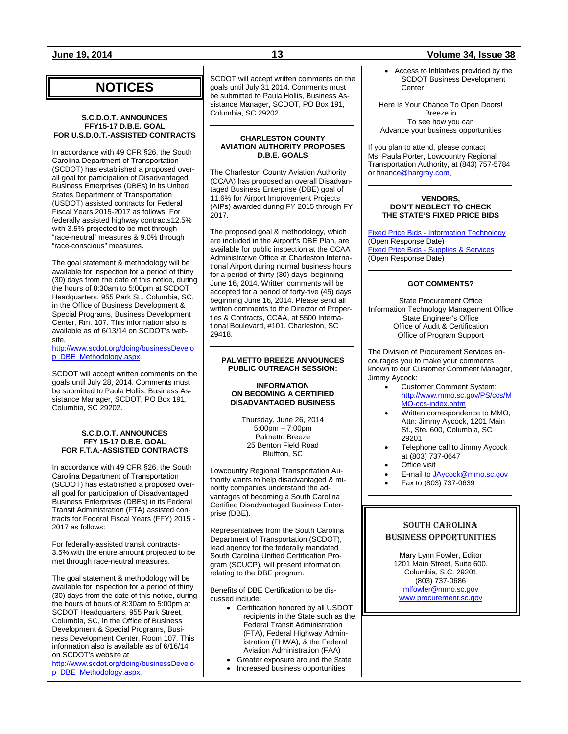# NOTICES

### S.C.D.O.T. ANNOUNCES FFY15-17 D.B.E. GOAL FOR U.S.D.O.T.-ASSISTED CONTRACTS

In accordance with 49 CFR §26, the South Carolina Department of Transportation (SCDOT) has established a proposed overall goal for participation of Disadvantaged Business Enterprises (DBEs) in its United States Department of Transportation (USDOT) assisted contracts for Federal Fiscal Years 2015-2017 as follows: For federally assisted highway contracts12.5% with 3.5% projected to be met through "race-neutral" measures & 9.0% through "race-conscious" measures.

The goal statement & methodology will be available for inspection for a period of thirty (30) days from the date of this notice, during the hours of 8:30am to 5:00pm at SCDOT Headquarters, 955 Park St., Columbia, SC, in the Office of Business Development & Special Programs, Business Development Center, Rm. 107. This information also is available as of 6/13/14 on SCDOT's website, http://www.scdot.org/doing/businessDevelop_DBE_Methodology.aspx.

SCDOT will accept written comments on the goals until July 28, 2014. Comments must be submitted to Paula Hollis, Business Assistance Manager, SCDOT, PO Box 191, Columbia, SC 29202.

### S.C.D.O.T. ANNOUNCES FFY 15-17 D.B.E. GOAL FOR F.T.A.-ASSISTED CONTRACTS

In accordance with 49 CFR §26, the South Carolina Department of Transportation (SCDOT) has established a proposed overall goal for participation of Disadvantaged Business Enterprises (DBEs) in its Federal Transit Administration (FTA) assisted contracts for Federal Fiscal Years (FFY) 2015 - 2017 as follows:

For federally-assisted transit contracts-3.5% with the entire amount projected to be met through race-neutral measures.

The goal statement & methodology will be available for inspection for a period of thirty (30) days from the date of this notice, during the hours of hours of 8:30am to 5:00pm at SCDOT Headquarters, 955 Park Street, Columbia, SC, in the Office of Business Development & Special Programs, Business Development Center, Room 107. This information also is available as of 6/16/14 on SCDOT's website at http://www.scdot.org/doing/businessDevelop_DBE_Methodology.aspx.

SCDOT will accept written comments on the goals until July 31 2014. Comments must be submitted to Paula Hollis, Business Assistance Manager, SCDOT, PO Box 191, Columbia, SC 29202.

### CHARLESTON COUNTY AVIATION AUTHORITY PROPOSES D.B.E. GOALS

The Charleston County Aviation Authority (CCAA) has proposed an overall Disadvantaged Business Enterprise (DBE) goal of 11.6% for Airport Improvement Projects (AIPs) awarded during FY 2015 through FY 2017.

The proposed goal & methodology, which are included in the Airport's DBE Plan, are available for public inspection at the CCAA Administrative Office at Charleston International Airport during normal business hours for a period of thirty (30) days, beginning June 16, 2014. Written comments will be accepted for a period of forty-five (45) days beginning June 16, 2014. Please send all written comments to the Director of Properties & Contracts, CCAA, at 5500 International Boulevard, #101, Charleston, SC 29418.

### PALMETTO BREEZE ANNOUNCES PUBLIC OUTREACH SESSION:

**INFORMATION ON BECOMING A CERTIFIED DISADVANTAGED BUSINESS**

Thursday, June 26, 2014
5:00pm – 7:00pm
Palmetto Breeze
25 Benton Field Road
Bluffton, SC

Lowcountry Regional Transportation Authority wants to help disadvantaged & minority companies understand the advantages of becoming a South Carolina Certified Disadvantaged Business Enterprise (DBE).

Representatives from the South Carolina Department of Transportation (SCDOT), lead agency for the federally mandated South Carolina Unified Certification Program (SCUCP), will present information relating to the DBE program.

Benefits of DBE Certification to be discussed include:

- Certification honored by all USDOT recipients in the State such as the Federal Transit Administration (FTA), Federal Highway Administration (FHWA), & the Federal Aviation Administration (FAA)
- Greater exposure around the State
- Increased business opportunities
- Access to initiatives provided by the SCDOT Business Development Center

Here Is Your Chance To Open Doors!
Breeze in
To see how you can
Advance your business opportunities

If you plan to attend, please contact Ms. Paula Porter, Lowcountry Regional Transportation Authority, at (843) 757-5784 or finance@hargray.com.

### VENDORS, DON'T NEGLECT TO CHECK THE STATE'S FIXED PRICE BIDS

Fixed Price Bids - Information Technology
(Open Response Date)
Fixed Price Bids - Supplies & Services
(Open Response Date)

### GOT COMMENTS?

State Procurement Office
Information Technology Management Office
State Engineer's Office
Office of Audit & Certification
Office of Program Support

The Division of Procurement Services encourages you to make your comments known to our Customer Comment Manager, Jimmy Aycock:

- Customer Comment System: http://www.mmo.sc.gov/PS/ccs/MMO-ccs-index.phtm
- Written correspondence to MMO, Attn: Jimmy Aycock, 1201 Main St., Ste. 600, Columbia, SC 29201
- Telephone call to Jimmy Aycock at (803) 737-0647
- Office visit
- E-mail to JAycock@mmo.sc.gov
- Fax to (803) 737-0639

**SOUTH CAROLINA BUSINESS OPPORTUNITIES**

Mary Lynn Fowler, Editor
1201 Main Street, Suite 600,
Columbia, S.C. 29201
(803) 737-0686
mlfowler@mmo.sc.gov
www.procurement.sc.gov